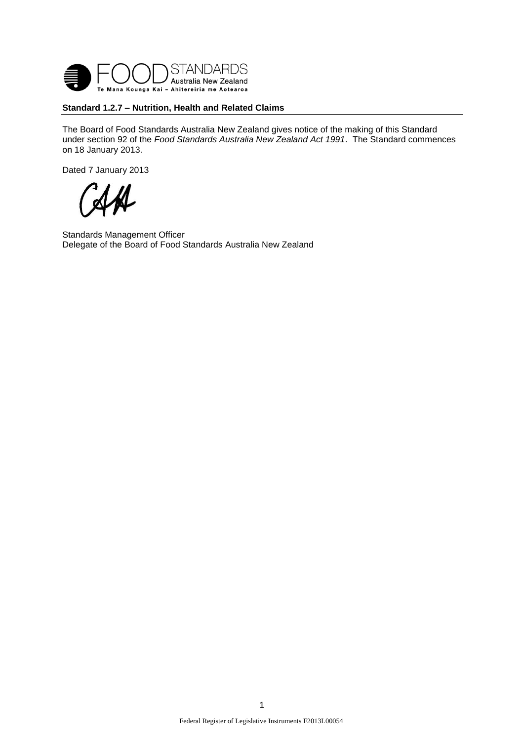**Standard 1.2.7 – Nutrition, Health and Related Claims**

The Board of Food Standards Australia New Zealand gives notice of the making of this Standard under section 92 of the *Food Standards Australia New Zealand Act 1991*. The Standard commences on 18 January 2013.

Dated 7 January 2013

Standards Management Officer
Delegate of the Board of Food Standards Australia New Zealand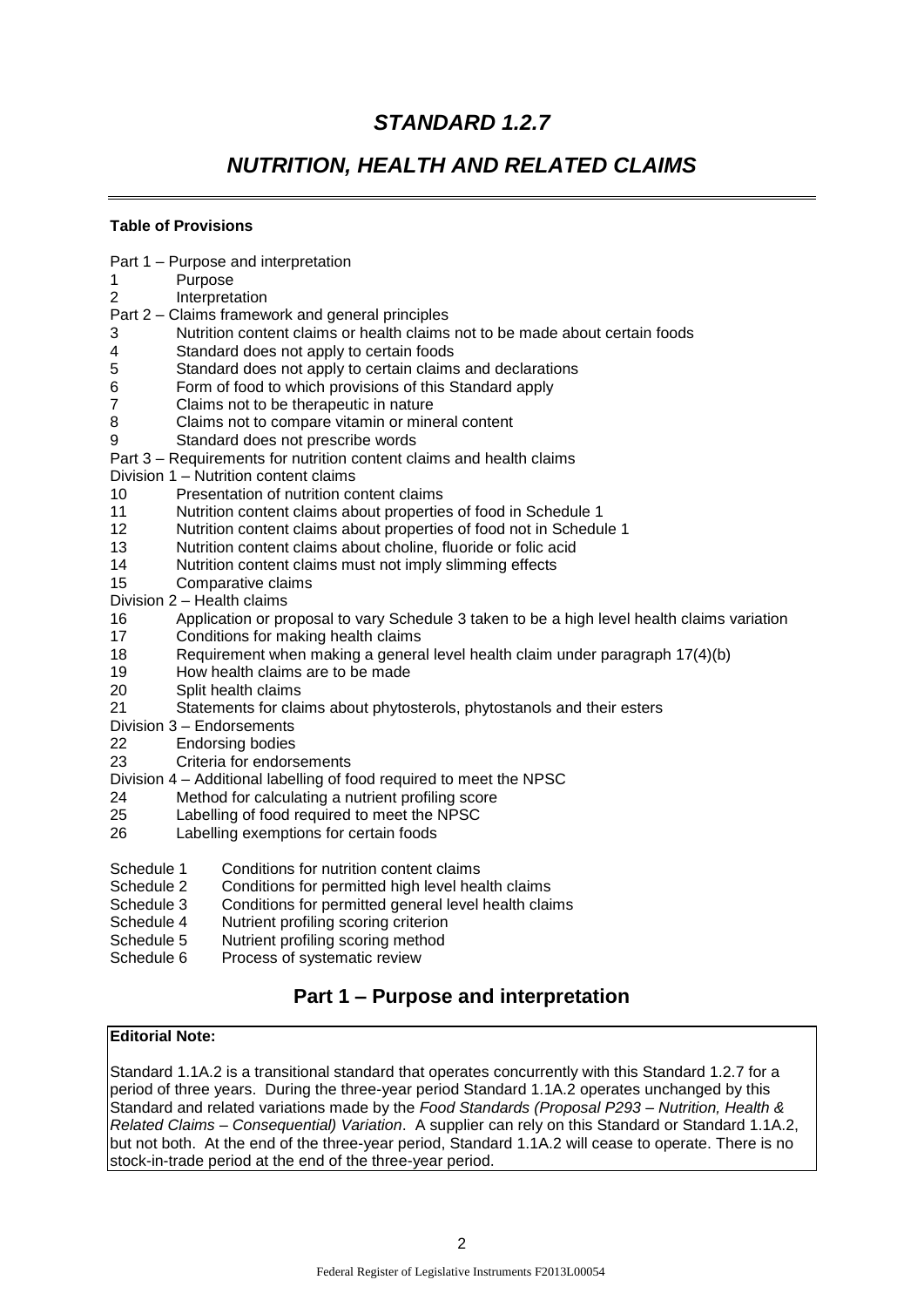# *STANDARD 1.2.7*

## *NUTRITION, HEALTH AND RELATED CLAIMS*

**Table of Provisions**

Part 1 – Purpose and interpretation
1 Purpose
2 Interpretation
Part 2 – Claims framework and general principles
3 Nutrition content claims or health claims not to be made about certain foods
4 Standard does not apply to certain foods
5 Standard does not apply to certain claims and declarations
6 Form of food to which provisions of this Standard apply
7 Claims not to be therapeutic in nature
8 Claims not to compare vitamin or mineral content
9 Standard does not prescribe words
Part 3 – Requirements for nutrition content claims and health claims
Division 1 – Nutrition content claims
10 Presentation of nutrition content claims
11 Nutrition content claims about properties of food in Schedule 1
12 Nutrition content claims about properties of food not in Schedule 1
13 Nutrition content claims about choline, fluoride or folic acid
14 Nutrition content claims must not imply slimming effects
15 Comparative claims
Division 2 – Health claims
16 Application or proposal to vary Schedule 3 taken to be a high level health claims variation
17 Conditions for making health claims
18 Requirement when making a general level health claim under paragraph 17(4)(b)
19 How health claims are to be made
20 Split health claims
21 Statements for claims about phytosterols, phytostanols and their esters
Division 3 – Endorsements
22 Endorsing bodies
23 Criteria for endorsements
Division 4 – Additional labelling of food required to meet the NPSC
24 Method for calculating a nutrient profiling score
25 Labelling of food required to meet the NPSC
26 Labelling exemptions for certain foods

Schedule 1 Conditions for nutrition content claims
Schedule 2 Conditions for permitted high level health claims
Schedule 3 Conditions for permitted general level health claims
Schedule 4 Nutrient profiling scoring criterion
Schedule 5 Nutrient profiling scoring method
Schedule 6 Process of systematic review

## Part 1 – Purpose and interpretation

**Editorial Note:**

Standard 1.1A.2 is a transitional standard that operates concurrently with this Standard 1.2.7 for a period of three years. During the three-year period Standard 1.1A.2 operates unchanged by this Standard and related variations made by the *Food Standards (Proposal P293 – Nutrition, Health & Related Claims – Consequential) Variation*. A supplier can rely on this Standard or Standard 1.1A.2, but not both. At the end of the three-year period, Standard 1.1A.2 will cease to operate. There is no stock-in-trade period at the end of the three-year period.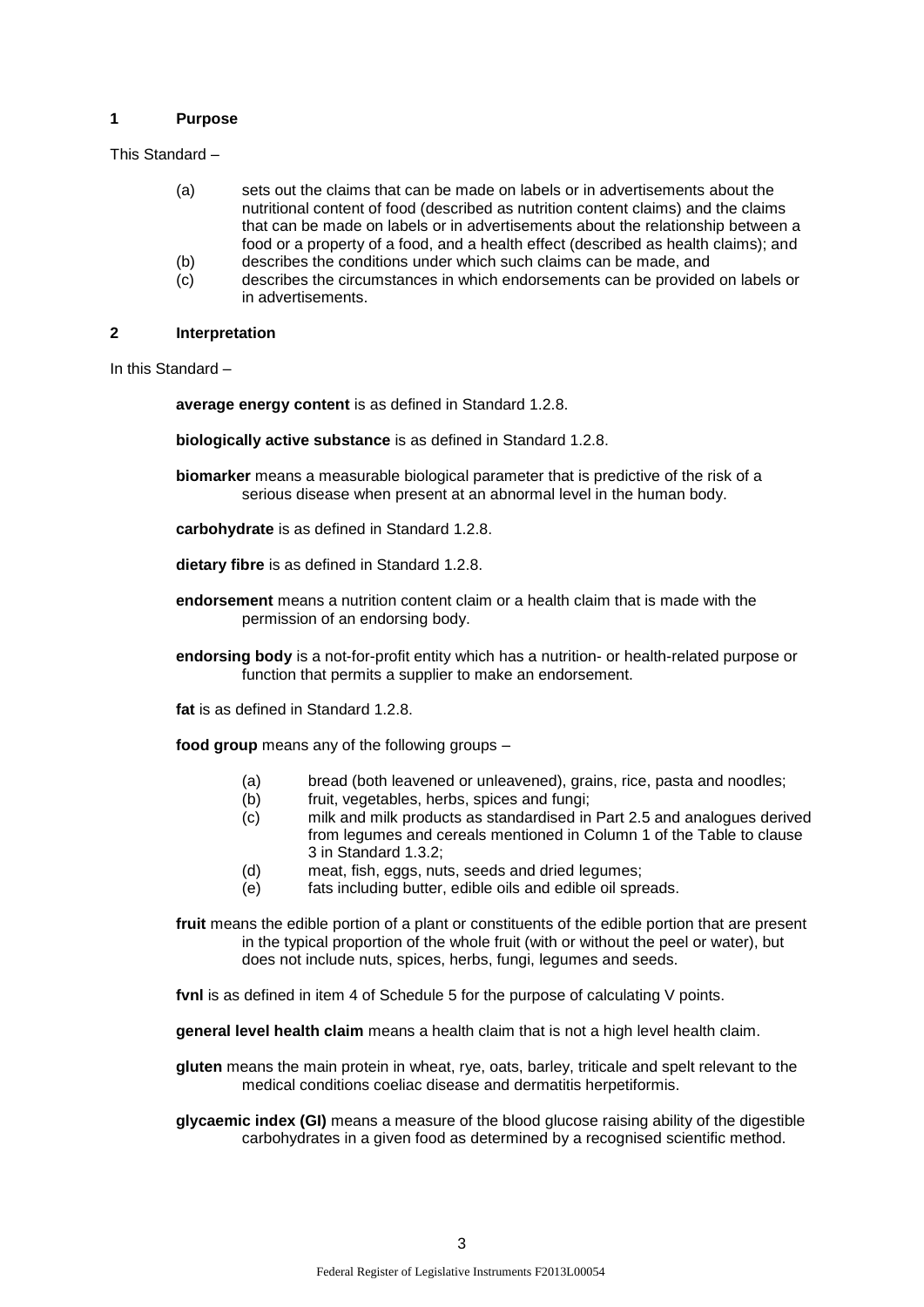## 1 Purpose

This Standard –

(a) sets out the claims that can be made on labels or in advertisements about the nutritional content of food (described as nutrition content claims) and the claims that can be made on labels or in advertisements about the relationship between a food or a property of a food, and a health effect (described as health claims); and

(b) describes the conditions under which such claims can be made, and

(c) describes the circumstances in which endorsements can be provided on labels or in advertisements.

## 2 Interpretation

In this Standard –

**average energy content** is as defined in Standard 1.2.8.

**biologically active substance** is as defined in Standard 1.2.8.

**biomarker** means a measurable biological parameter that is predictive of the risk of a serious disease when present at an abnormal level in the human body.

**carbohydrate** is as defined in Standard 1.2.8.

**dietary fibre** is as defined in Standard 1.2.8.

**endorsement** means a nutrition content claim or a health claim that is made with the permission of an endorsing body.

**endorsing body** is a not-for-profit entity which has a nutrition- or health-related purpose or function that permits a supplier to make an endorsement.

**fat** is as defined in Standard 1.2.8.

**food group** means any of the following groups –

(a) bread (both leavened or unleavened), grains, rice, pasta and noodles;

(b) fruit, vegetables, herbs, spices and fungi;

(c) milk and milk products as standardised in Part 2.5 and analogues derived from legumes and cereals mentioned in Column 1 of the Table to clause 3 in Standard 1.3.2;

(d) meat, fish, eggs, nuts, seeds and dried legumes;

(e) fats including butter, edible oils and edible oil spreads.

**fruit** means the edible portion of a plant or constituents of the edible portion that are present in the typical proportion of the whole fruit (with or without the peel or water), but does not include nuts, spices, herbs, fungi, legumes and seeds.

**fvnl** is as defined in item 4 of Schedule 5 for the purpose of calculating V points.

**general level health claim** means a health claim that is not a high level health claim.

**gluten** means the main protein in wheat, rye, oats, barley, triticale and spelt relevant to the medical conditions coeliac disease and dermatitis herpetiformis.

**glycaemic index (GI)** means a measure of the blood glucose raising ability of the digestible carbohydrates in a given food as determined by a recognised scientific method.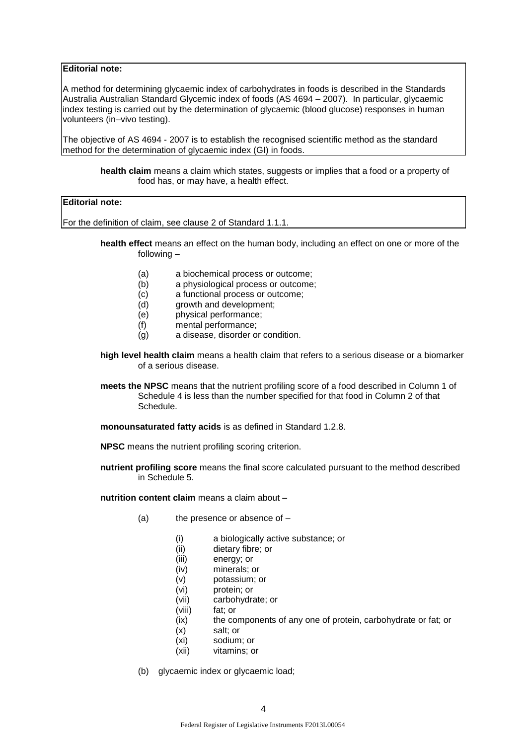**Editorial note:**

A method for determining glycaemic index of carbohydrates in foods is described in the Standards Australia Australian Standard Glycemic index of foods (AS 4694 – 2007). In particular, glycaemic index testing is carried out by the determination of glycaemic (blood glucose) responses in human volunteers (in–vivo testing).

The objective of AS 4694 - 2007 is to establish the recognised scientific method as the standard method for the determination of glycaemic index (GI) in foods.

**health claim** means a claim which states, suggests or implies that a food or a property of food has, or may have, a health effect.

**Editorial note:**

For the definition of claim, see clause 2 of Standard 1.1.1.

**health effect** means an effect on the human body, including an effect on one or more of the following –

- (a) a biochemical process or outcome;
- (b) a physiological process or outcome;
- (c) a functional process or outcome;
- (d) growth and development;
- (e) physical performance;
- (f) mental performance;
- (g) a disease, disorder or condition.

**high level health claim** means a health claim that refers to a serious disease or a biomarker of a serious disease.

**meets the NPSC** means that the nutrient profiling score of a food described in Column 1 of Schedule 4 is less than the number specified for that food in Column 2 of that Schedule.

**monounsaturated fatty acids** is as defined in Standard 1.2.8.

**NPSC** means the nutrient profiling scoring criterion.

**nutrient profiling score** means the final score calculated pursuant to the method described in Schedule 5.

**nutrition content claim** means a claim about –

- (a) the presence or absence of –
  - (i) a biologically active substance; or
  - (ii) dietary fibre; or
  - (iii) energy; or
  - (iv) minerals; or
  - (v) potassium; or
  - (vi) protein; or
  - (vii) carbohydrate; or
  - (viii) fat; or
  - (ix) the components of any one of protein, carbohydrate or fat; or
  - (x) salt; or
  - (xi) sodium; or
  - (xii) vitamins; or
- (b) glycaemic index or glycaemic load;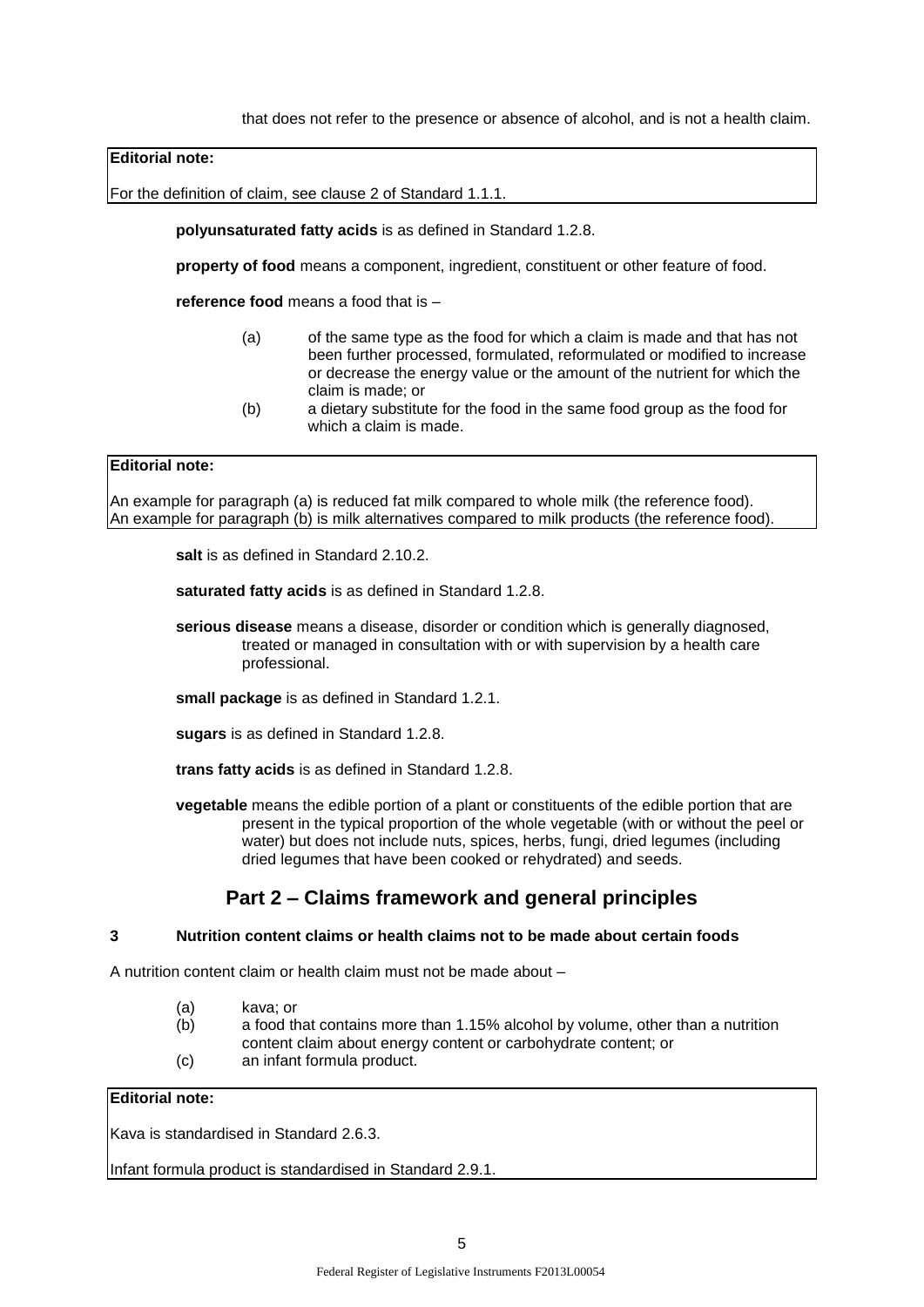that does not refer to the presence or absence of alcohol, and is not a health claim.

> **Editorial note:**
>
> For the definition of claim, see clause 2 of Standard 1.1.1.

**polyunsaturated fatty acids** is as defined in Standard 1.2.8.

**property of food** means a component, ingredient, constituent or other feature of food.

**reference food** means a food that is –

- (a) of the same type as the food for which a claim is made and that has not been further processed, formulated, reformulated or modified to increase or decrease the energy value or the amount of the nutrient for which the claim is made; or
- (b) a dietary substitute for the food in the same food group as the food for which a claim is made.

> **Editorial note:**
>
> An example for paragraph (a) is reduced fat milk compared to whole milk (the reference food). An example for paragraph (b) is milk alternatives compared to milk products (the reference food).

**salt** is as defined in Standard 2.10.2.

**saturated fatty acids** is as defined in Standard 1.2.8.

**serious disease** means a disease, disorder or condition which is generally diagnosed, treated or managed in consultation with or with supervision by a health care professional.

**small package** is as defined in Standard 1.2.1.

**sugars** is as defined in Standard 1.2.8.

**trans fatty acids** is as defined in Standard 1.2.8.

**vegetable** means the edible portion of a plant or constituents of the edible portion that are present in the typical proportion of the whole vegetable (with or without the peel or water) but does not include nuts, spices, herbs, fungi, dried legumes (including dried legumes that have been cooked or rehydrated) and seeds.

## Part 2 – Claims framework and general principles

### 3 Nutrition content claims or health claims not to be made about certain foods

A nutrition content claim or health claim must not be made about –

- (a) kava; or
- (b) a food that contains more than 1.15% alcohol by volume, other than a nutrition content claim about energy content or carbohydrate content; or
- (c) an infant formula product.

> **Editorial note:**
>
> Kava is standardised in Standard 2.6.3.
>
> Infant formula product is standardised in Standard 2.9.1.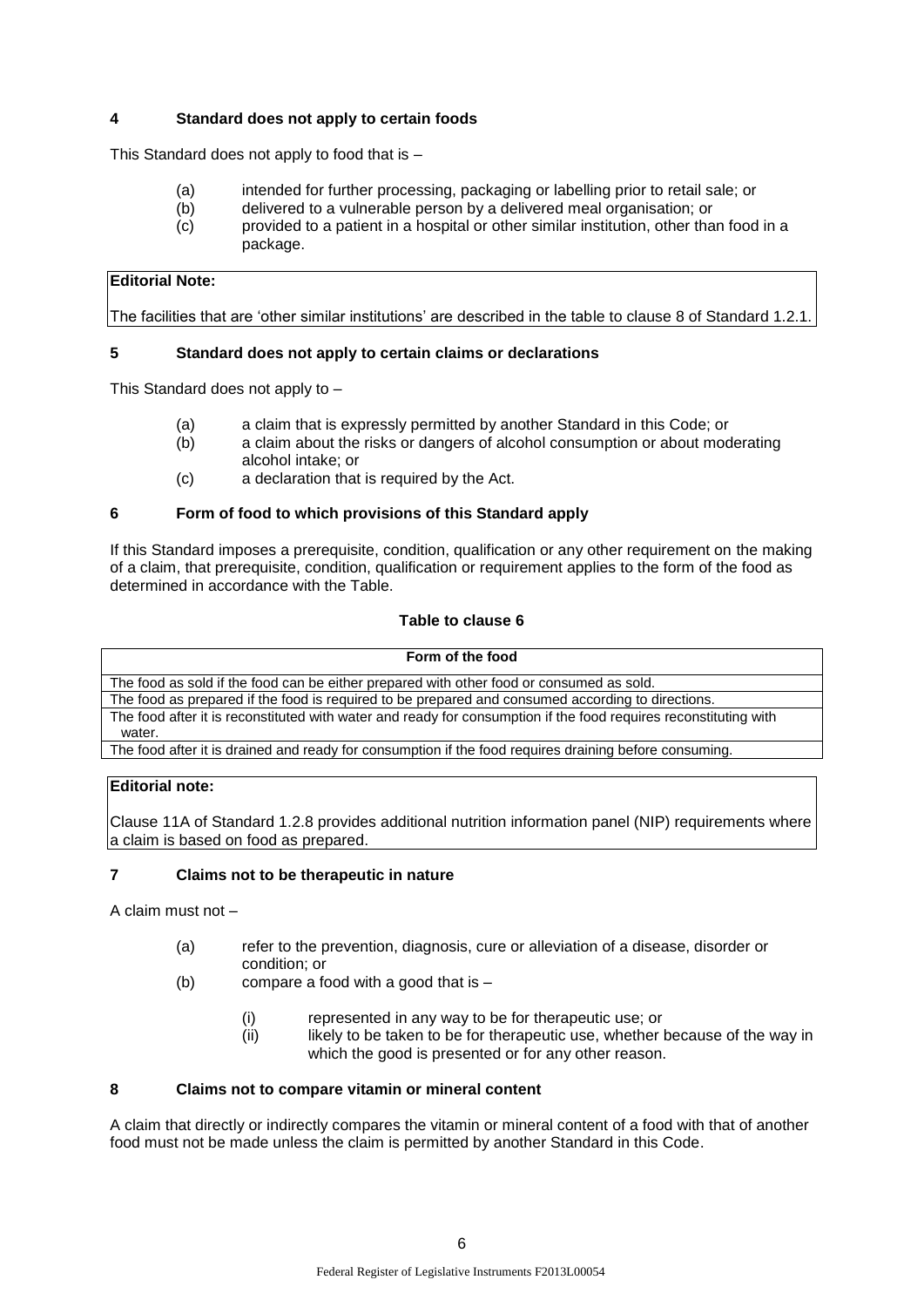### 4 Standard does not apply to certain foods

This Standard does not apply to food that is –

(a) intended for further processing, packaging or labelling prior to retail sale; or
(b) delivered to a vulnerable person by a delivered meal organisation; or
(c) provided to a patient in a hospital or other similar institution, other than food in a package.

**Editorial Note:**

The facilities that are 'other similar institutions' are described in the table to clause 8 of Standard 1.2.1.

### 5 Standard does not apply to certain claims or declarations

This Standard does not apply to –

(a) a claim that is expressly permitted by another Standard in this Code; or
(b) a claim about the risks or dangers of alcohol consumption or about moderating alcohol intake; or
(c) a declaration that is required by the Act.

### 6 Form of food to which provisions of this Standard apply

If this Standard imposes a prerequisite, condition, qualification or any other requirement on the making of a claim, that prerequisite, condition, qualification or requirement applies to the form of the food as determined in accordance with the Table.

**Table to clause 6**

| Form of the food |
| --- |
| The food as sold if the food can be either prepared with other food or consumed as sold. |
| The food as prepared if the food is required to be prepared and consumed according to directions. |
| The food after it is reconstituted with water and ready for consumption if the food requires reconstituting with water. |
| The food after it is drained and ready for consumption if the food requires draining before consuming. |

**Editorial note:**

Clause 11A of Standard 1.2.8 provides additional nutrition information panel (NIP) requirements where a claim is based on food as prepared.

### 7 Claims not to be therapeutic in nature

A claim must not –

(a) refer to the prevention, diagnosis, cure or alleviation of a disease, disorder or condition; or
(b) compare a food with a good that is –
    (i) represented in any way to be for therapeutic use; or
    (ii) likely to be taken to be for therapeutic use, whether because of the way in which the good is presented or for any other reason.

### 8 Claims not to compare vitamin or mineral content

A claim that directly or indirectly compares the vitamin or mineral content of a food with that of another food must not be made unless the claim is permitted by another Standard in this Code.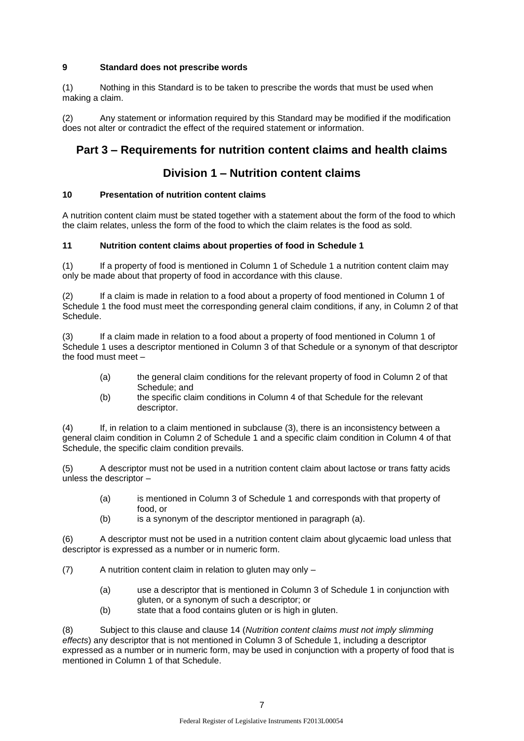### 9 Standard does not prescribe words

(1) Nothing in this Standard is to be taken to prescribe the words that must be used when making a claim.

(2) Any statement or information required by this Standard may be modified if the modification does not alter or contradict the effect of the required statement or information.

## Part 3 – Requirements for nutrition content claims and health claims

## Division 1 – Nutrition content claims

### 10 Presentation of nutrition content claims

A nutrition content claim must be stated together with a statement about the form of the food to which the claim relates, unless the form of the food to which the claim relates is the food as sold.

### 11 Nutrition content claims about properties of food in Schedule 1

(1) If a property of food is mentioned in Column 1 of Schedule 1 a nutrition content claim may only be made about that property of food in accordance with this clause.

(2) If a claim is made in relation to a food about a property of food mentioned in Column 1 of Schedule 1 the food must meet the corresponding general claim conditions, if any, in Column 2 of that Schedule.

(3) If a claim made in relation to a food about a property of food mentioned in Column 1 of Schedule 1 uses a descriptor mentioned in Column 3 of that Schedule or a synonym of that descriptor the food must meet –

(a) the general claim conditions for the relevant property of food in Column 2 of that Schedule; and

(b) the specific claim conditions in Column 4 of that Schedule for the relevant descriptor.

(4) If, in relation to a claim mentioned in subclause (3), there is an inconsistency between a general claim condition in Column 2 of Schedule 1 and a specific claim condition in Column 4 of that Schedule, the specific claim condition prevails.

(5) A descriptor must not be used in a nutrition content claim about lactose or trans fatty acids unless the descriptor –

(a) is mentioned in Column 3 of Schedule 1 and corresponds with that property of food, or

(b) is a synonym of the descriptor mentioned in paragraph (a).

(6) A descriptor must not be used in a nutrition content claim about glycaemic load unless that descriptor is expressed as a number or in numeric form.

(7) A nutrition content claim in relation to gluten may only –

(a) use a descriptor that is mentioned in Column 3 of Schedule 1 in conjunction with gluten, or a synonym of such a descriptor; or

(b) state that a food contains gluten or is high in gluten.

(8) Subject to this clause and clause 14 (*Nutrition content claims must not imply slimming effects*) any descriptor that is not mentioned in Column 3 of Schedule 1, including a descriptor expressed as a number or in numeric form, may be used in conjunction with a property of food that is mentioned in Column 1 of that Schedule.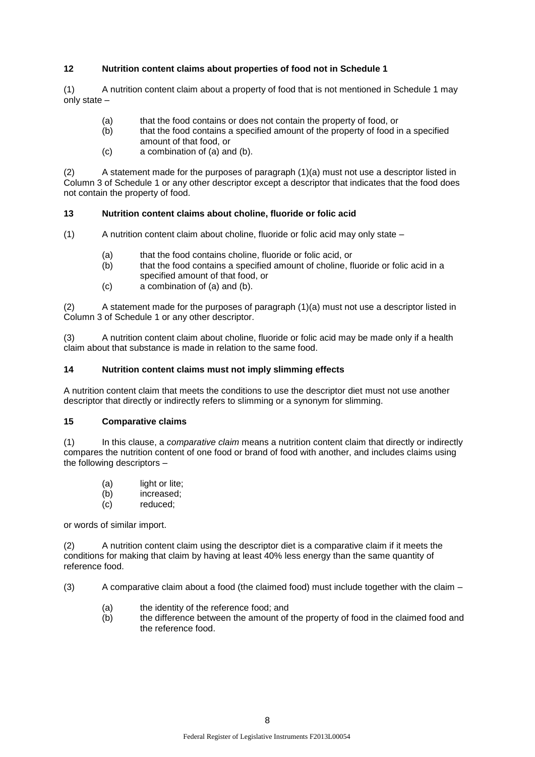### 12 Nutrition content claims about properties of food not in Schedule 1

(1) A nutrition content claim about a property of food that is not mentioned in Schedule 1 may only state –

(a) that the food contains or does not contain the property of food, or
(b) that the food contains a specified amount of the property of food in a specified amount of that food, or
(c) a combination of (a) and (b).

(2) A statement made for the purposes of paragraph (1)(a) must not use a descriptor listed in Column 3 of Schedule 1 or any other descriptor except a descriptor that indicates that the food does not contain the property of food.

### 13 Nutrition content claims about choline, fluoride or folic acid

(1) A nutrition content claim about choline, fluoride or folic acid may only state –

(a) that the food contains choline, fluoride or folic acid, or
(b) that the food contains a specified amount of choline, fluoride or folic acid in a specified amount of that food, or
(c) a combination of (a) and (b).

(2) A statement made for the purposes of paragraph (1)(a) must not use a descriptor listed in Column 3 of Schedule 1 or any other descriptor.

(3) A nutrition content claim about choline, fluoride or folic acid may be made only if a health claim about that substance is made in relation to the same food.

### 14 Nutrition content claims must not imply slimming effects

A nutrition content claim that meets the conditions to use the descriptor diet must not use another descriptor that directly or indirectly refers to slimming or a synonym for slimming.

### 15 Comparative claims

(1) In this clause, a *comparative claim* means a nutrition content claim that directly or indirectly compares the nutrition content of one food or brand of food with another, and includes claims using the following descriptors –

(a) light or lite;
(b) increased;
(c) reduced;

or words of similar import.

(2) A nutrition content claim using the descriptor diet is a comparative claim if it meets the conditions for making that claim by having at least 40% less energy than the same quantity of reference food.

(3) A comparative claim about a food (the claimed food) must include together with the claim –

(a) the identity of the reference food; and
(b) the difference between the amount of the property of food in the claimed food and the reference food.

Federal Register of Legislative Instruments F2013L00054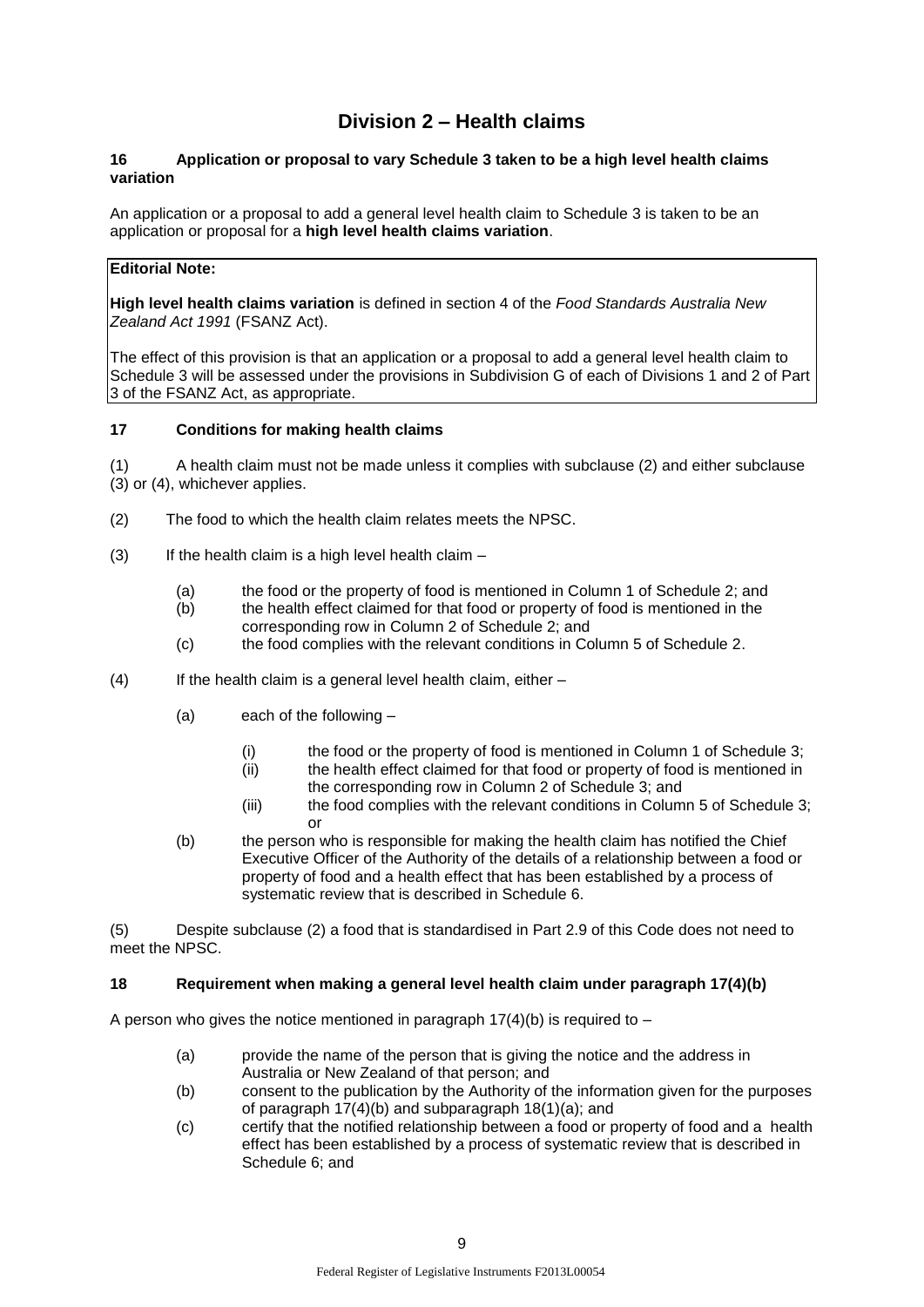# Division 2 – Health claims

**16 Application or proposal to vary Schedule 3 taken to be a high level health claims variation**

An application or a proposal to add a general level health claim to Schedule 3 is taken to be an application or proposal for a **high level health claims variation**.

> **Editorial Note:**
>
> **High level health claims variation** is defined in section 4 of the *Food Standards Australia New Zealand Act 1991* (FSANZ Act).
>
> The effect of this provision is that an application or a proposal to add a general level health claim to Schedule 3 will be assessed under the provisions in Subdivision G of each of Divisions 1 and 2 of Part 3 of the FSANZ Act, as appropriate.

**17 Conditions for making health claims**

(1) A health claim must not be made unless it complies with subclause (2) and either subclause (3) or (4), whichever applies.

(2) The food to which the health claim relates meets the NPSC.

(3) If the health claim is a high level health claim –

- (a) the food or the property of food is mentioned in Column 1 of Schedule 2; and
- (b) the health effect claimed for that food or property of food is mentioned in the corresponding row in Column 2 of Schedule 2; and
- (c) the food complies with the relevant conditions in Column 5 of Schedule 2.

(4) If the health claim is a general level health claim, either –

- (a) each of the following –
  - (i) the food or the property of food is mentioned in Column 1 of Schedule 3;
  - (ii) the health effect claimed for that food or property of food is mentioned in the corresponding row in Column 2 of Schedule 3; and
  - (iii) the food complies with the relevant conditions in Column 5 of Schedule 3; or
- (b) the person who is responsible for making the health claim has notified the Chief Executive Officer of the Authority of the details of a relationship between a food or property of food and a health effect that has been established by a process of systematic review that is described in Schedule 6.

(5) Despite subclause (2) a food that is standardised in Part 2.9 of this Code does not need to meet the NPSC.

**18 Requirement when making a general level health claim under paragraph 17(4)(b)**

A person who gives the notice mentioned in paragraph 17(4)(b) is required to –

- (a) provide the name of the person that is giving the notice and the address in Australia or New Zealand of that person; and
- (b) consent to the publication by the Authority of the information given for the purposes of paragraph 17(4)(b) and subparagraph 18(1)(a); and
- (c) certify that the notified relationship between a food or property of food and a health effect has been established by a process of systematic review that is described in Schedule 6; and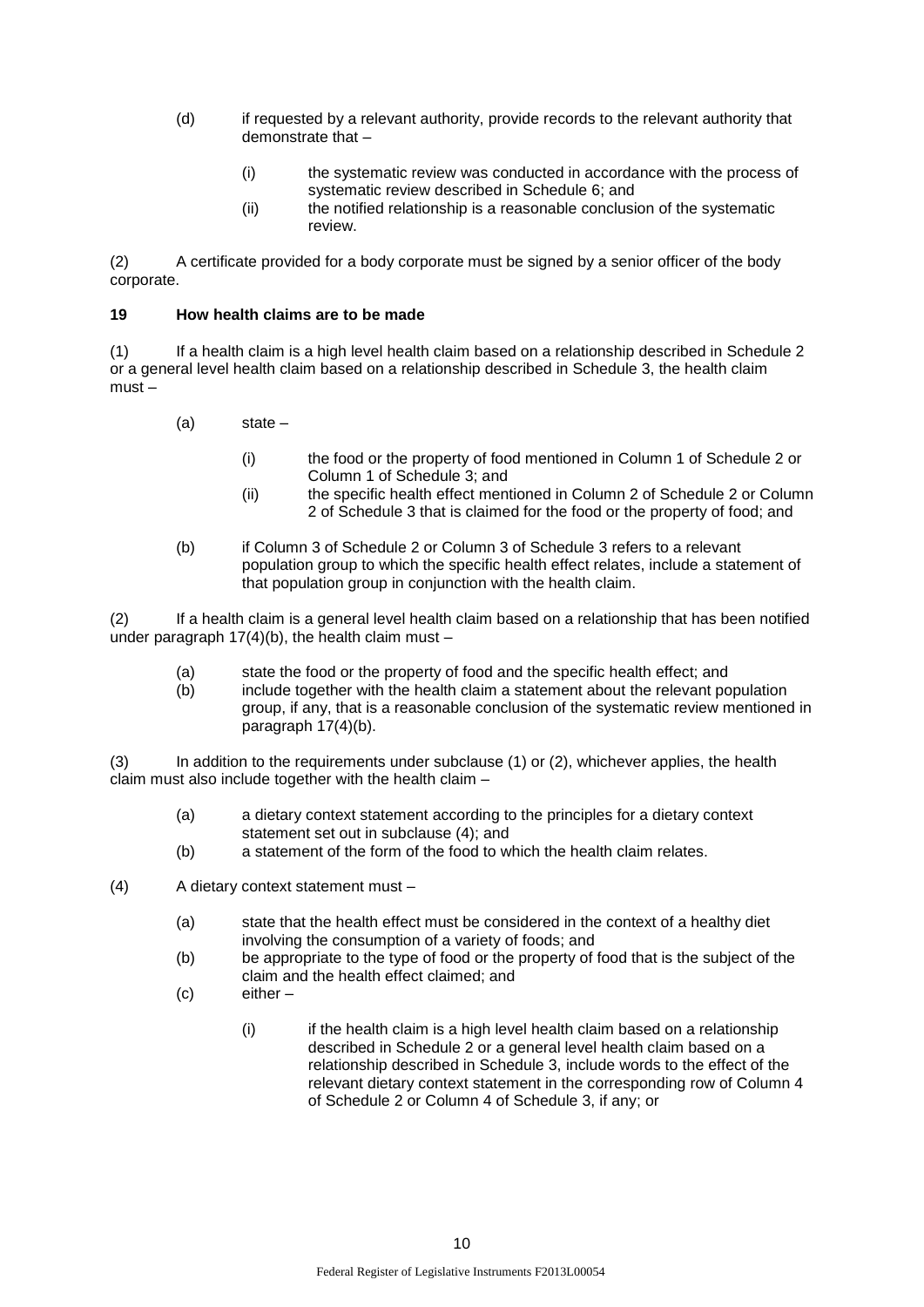(d) if requested by a relevant authority, provide records to the relevant authority that demonstrate that –

   (i) the systematic review was conducted in accordance with the process of systematic review described in Schedule 6; and

   (ii) the notified relationship is a reasonable conclusion of the systematic review.

(2) A certificate provided for a body corporate must be signed by a senior officer of the body corporate.

**19 How health claims are to be made**

(1) If a health claim is a high level health claim based on a relationship described in Schedule 2 or a general level health claim based on a relationship described in Schedule 3, the health claim must –

(a) state –

   (i) the food or the property of food mentioned in Column 1 of Schedule 2 or Column 1 of Schedule 3; and

   (ii) the specific health effect mentioned in Column 2 of Schedule 2 or Column 2 of Schedule 3 that is claimed for the food or the property of food; and

(b) if Column 3 of Schedule 2 or Column 3 of Schedule 3 refers to a relevant population group to which the specific health effect relates, include a statement of that population group in conjunction with the health claim.

(2) If a health claim is a general level health claim based on a relationship that has been notified under paragraph 17(4)(b), the health claim must –

(a) state the food or the property of food and the specific health effect; and

(b) include together with the health claim a statement about the relevant population group, if any, that is a reasonable conclusion of the systematic review mentioned in paragraph 17(4)(b).

(3) In addition to the requirements under subclause (1) or (2), whichever applies, the health claim must also include together with the health claim –

(a) a dietary context statement according to the principles for a dietary context statement set out in subclause (4); and

(b) a statement of the form of the food to which the health claim relates.

(4) A dietary context statement must –

(a) state that the health effect must be considered in the context of a healthy diet involving the consumption of a variety of foods; and

(b) be appropriate to the type of food or the property of food that is the subject of the claim and the health effect claimed; and

(c) either –

   (i) if the health claim is a high level health claim based on a relationship described in Schedule 2 or a general level health claim based on a relationship described in Schedule 3, include words to the effect of the relevant dietary context statement in the corresponding row of Column 4 of Schedule 2 or Column 4 of Schedule 3, if any; or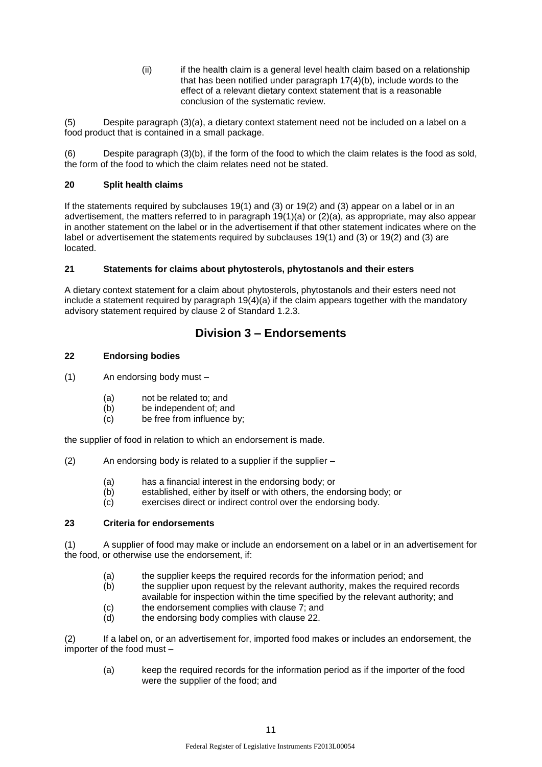(ii) if the health claim is a general level health claim based on a relationship that has been notified under paragraph 17(4)(b), include words to the effect of a relevant dietary context statement that is a reasonable conclusion of the systematic review.

(5) Despite paragraph (3)(a), a dietary context statement need not be included on a label on a food product that is contained in a small package.

(6) Despite paragraph (3)(b), if the form of the food to which the claim relates is the food as sold, the form of the food to which the claim relates need not be stated.

**20 Split health claims**

If the statements required by subclauses 19(1) and (3) or 19(2) and (3) appear on a label or in an advertisement, the matters referred to in paragraph 19(1)(a) or (2)(a), as appropriate, may also appear in another statement on the label or in the advertisement if that other statement indicates where on the label or advertisement the statements required by subclauses 19(1) and (3) or 19(2) and (3) are located.

**21 Statements for claims about phytosterols, phytostanols and their esters**

A dietary context statement for a claim about phytosterols, phytostanols and their esters need not include a statement required by paragraph 19(4)(a) if the claim appears together with the mandatory advisory statement required by clause 2 of Standard 1.2.3.

## Division 3 – Endorsements

**22 Endorsing bodies**

(1) An endorsing body must –

(a) not be related to; and
(b) be independent of; and
(c) be free from influence by;

the supplier of food in relation to which an endorsement is made.

(2) An endorsing body is related to a supplier if the supplier –

(a) has a financial interest in the endorsing body; or
(b) established, either by itself or with others, the endorsing body; or
(c) exercises direct or indirect control over the endorsing body.

**23 Criteria for endorsements**

(1) A supplier of food may make or include an endorsement on a label or in an advertisement for the food, or otherwise use the endorsement, if:

(a) the supplier keeps the required records for the information period; and
(b) the supplier upon request by the relevant authority, makes the required records available for inspection within the time specified by the relevant authority; and
(c) the endorsement complies with clause 7; and
(d) the endorsing body complies with clause 22.

(2) If a label on, or an advertisement for, imported food makes or includes an endorsement, the importer of the food must –

(a) keep the required records for the information period as if the importer of the food were the supplier of the food; and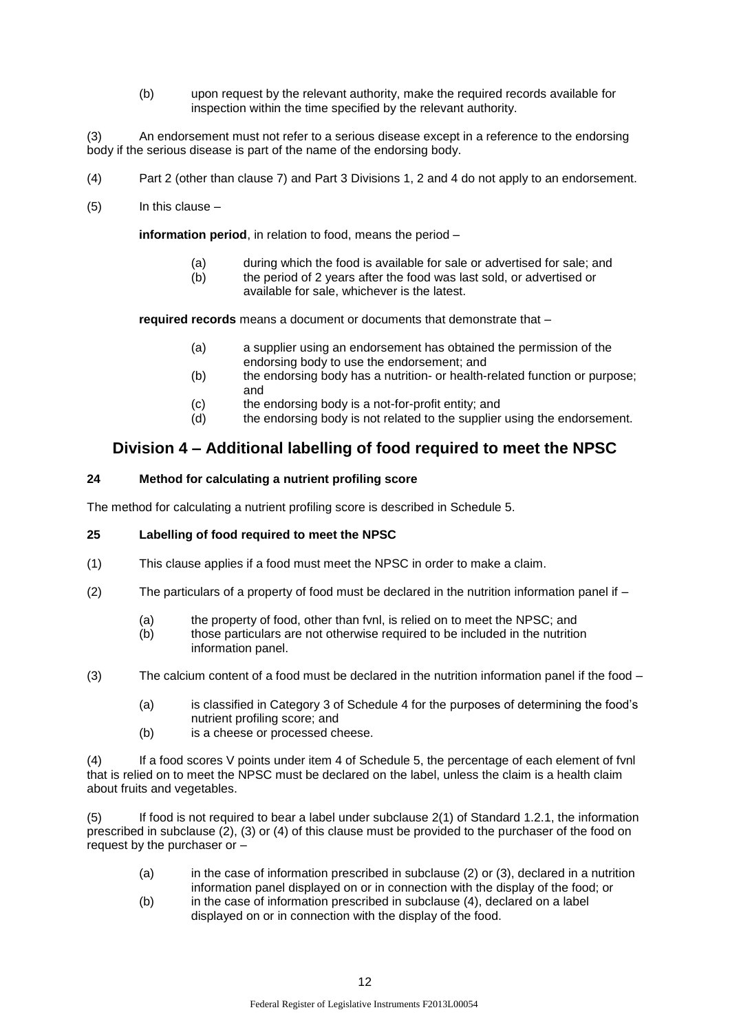(b) upon request by the relevant authority, make the required records available for inspection within the time specified by the relevant authority.

(3) An endorsement must not refer to a serious disease except in a reference to the endorsing body if the serious disease is part of the name of the endorsing body.

(4) Part 2 (other than clause 7) and Part 3 Divisions 1, 2 and 4 do not apply to an endorsement.

(5) In this clause –

**information period**, in relation to food, means the period –

(a) during which the food is available for sale or advertised for sale; and
(b) the period of 2 years after the food was last sold, or advertised or available for sale, whichever is the latest.

**required records** means a document or documents that demonstrate that –

(a) a supplier using an endorsement has obtained the permission of the endorsing body to use the endorsement; and
(b) the endorsing body has a nutrition- or health-related function or purpose; and
(c) the endorsing body is a not-for-profit entity; and
(d) the endorsing body is not related to the supplier using the endorsement.

## Division 4 – Additional labelling of food required to meet the NPSC

### 24 Method for calculating a nutrient profiling score

The method for calculating a nutrient profiling score is described in Schedule 5.

### 25 Labelling of food required to meet the NPSC

(1) This clause applies if a food must meet the NPSC in order to make a claim.

(2) The particulars of a property of food must be declared in the nutrition information panel if –

(a) the property of food, other than fvnl, is relied on to meet the NPSC; and
(b) those particulars are not otherwise required to be included in the nutrition information panel.

(3) The calcium content of a food must be declared in the nutrition information panel if the food –

(a) is classified in Category 3 of Schedule 4 for the purposes of determining the food's nutrient profiling score; and
(b) is a cheese or processed cheese.

(4) If a food scores V points under item 4 of Schedule 5, the percentage of each element of fvnl that is relied on to meet the NPSC must be declared on the label, unless the claim is a health claim about fruits and vegetables.

(5) If food is not required to bear a label under subclause 2(1) of Standard 1.2.1, the information prescribed in subclause (2), (3) or (4) of this clause must be provided to the purchaser of the food on request by the purchaser or –

(a) in the case of information prescribed in subclause (2) or (3), declared in a nutrition information panel displayed on or in connection with the display of the food; or
(b) in the case of information prescribed in subclause (4), declared on a label displayed on or in connection with the display of the food.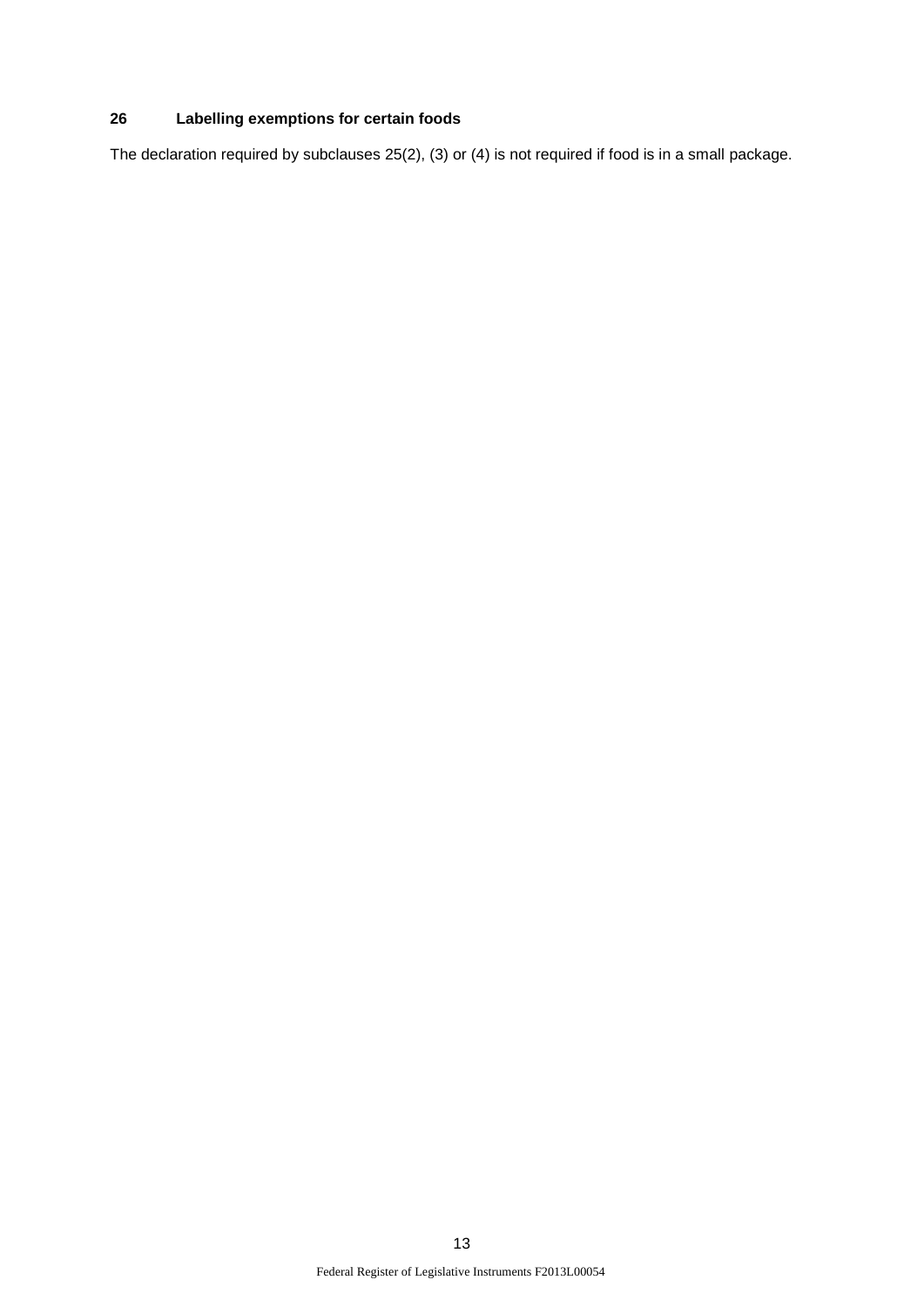### 26 Labelling exemptions for certain foods

The declaration required by subclauses 25(2), (3) or (4) is not required if food is in a small package.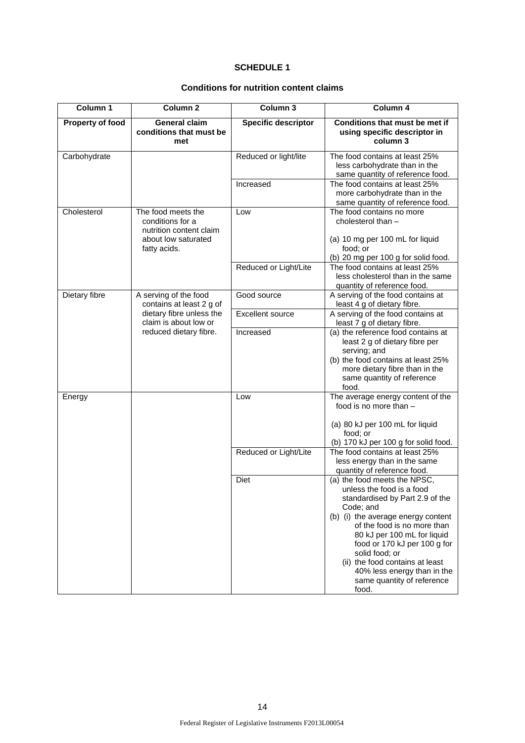## SCHEDULE 1

### Conditions for nutrition content claims

| Column 1 | Column 2 | Column 3 | Column 4 |
|---|---|---|---|
| **Property of food** | **General claim conditions that must be met** | **Specific descriptor** | **Conditions that must be met if using specific descriptor in column 3** |
| Carbohydrate | | Reduced or light/lite | The food contains at least 25% less carbohydrate than in the same quantity of reference food. |
| | | Increased | The food contains at least 25% more carbohydrate than in the same quantity of reference food. |
| Cholesterol | The food meets the conditions for a nutrition content claim about low saturated fatty acids. | Low | The food contains no more cholesterol than – <br><br>(a) 10 mg per 100 mL for liquid food; or <br>(b) 20 mg per 100 g for solid food. |
| | | Reduced or Light/Lite | The food contains at least 25% less cholesterol than in the same quantity of reference food. |
| Dietary fibre | A serving of the food contains at least 2 g of dietary fibre unless the claim is about low or reduced dietary fibre. | Good source | A serving of the food contains at least 4 g of dietary fibre. |
| | | Excellent source | A serving of the food contains at least 7 g of dietary fibre. |
| | | Increased | (a) the reference food contains at least 2 g of dietary fibre per serving; and <br>(b) the food contains at least 25% more dietary fibre than in the same quantity of reference food. |
| Energy | | Low | The average energy content of the food is no more than – <br><br>(a) 80 kJ per 100 mL for liquid food; or <br>(b) 170 kJ per 100 g for solid food. |
| | | Reduced or Light/Lite | The food contains at least 25% less energy than in the same quantity of reference food. |
| | | Diet | (a) the food meets the NPSC, unless the food is a food standardised by Part 2.9 of the Code; and <br>(b) (i) the average energy content of the food is no more than 80 kJ per 100 mL for liquid food or 170 kJ per 100 g for solid food; or <br>(ii) the food contains at least 40% less energy than in the same quantity of reference food. |

Federal Register of Legislative Instruments F2013L00054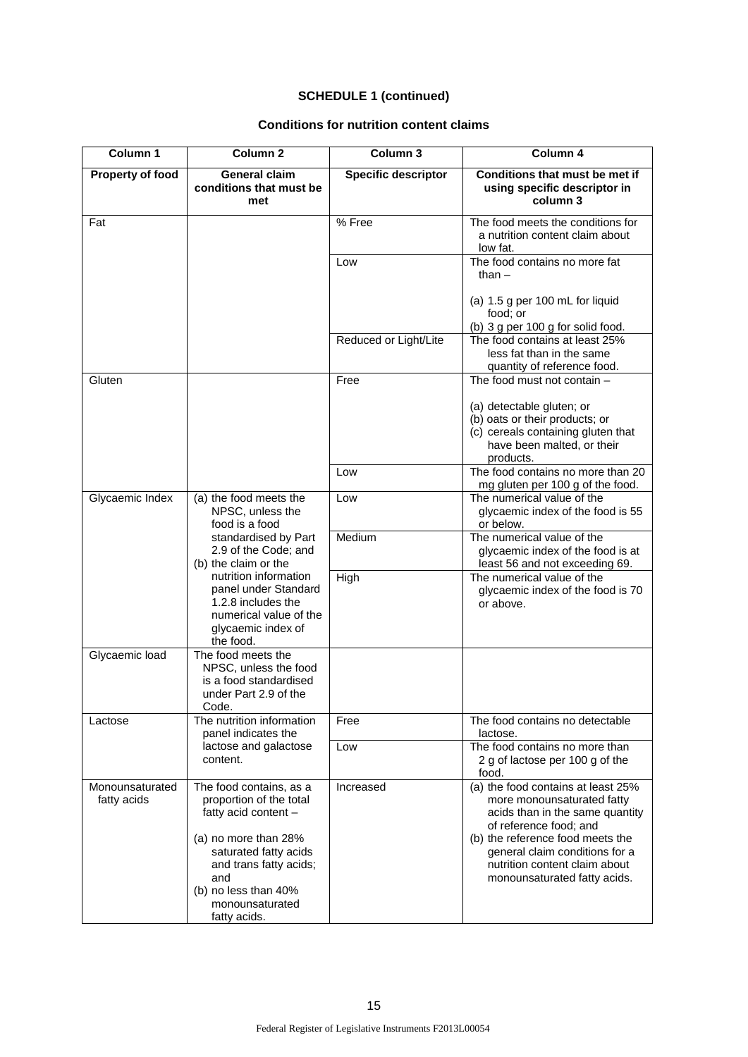**SCHEDULE 1 (continued)**

**Conditions for nutrition content claims**

| Column 1 | Column 2 | Column 3 | Column 4 |
|---|---|---|---|
| **Property of food** | **General claim conditions that must be met** | **Specific descriptor** | **Conditions that must be met if using specific descriptor in column 3** |
| Fat | | % Free | The food meets the conditions for a nutrition content claim about low fat. |
| | | Low | The food contains no more fat than –<br><br>(a) 1.5 g per 100 mL for liquid food; or<br>(b) 3 g per 100 g for solid food. |
| | | Reduced or Light/Lite | The food contains at least 25% less fat than in the same quantity of reference food. |
| Gluten | | Free | The food must not contain –<br><br>(a) detectable gluten; or<br>(b) oats or their products; or<br>(c) cereals containing gluten that have been malted, or their products. |
| | | Low | The food contains no more than 20 mg gluten per 100 g of the food. |
| Glycaemic Index | (a) the food meets the NPSC, unless the food is a food standardised by Part 2.9 of the Code; and<br>(b) the claim or the nutrition information panel under Standard 1.2.8 includes the numerical value of the glycaemic index of the food. | Low | The numerical value of the glycaemic index of the food is 55 or below. |
| | | Medium | The numerical value of the glycaemic index of the food is at least 56 and not exceeding 69. |
| | | High | The numerical value of the glycaemic index of the food is 70 or above. |
| Glycaemic load | The food meets the NPSC, unless the food is a food standardised under Part 2.9 of the Code. | | |
| Lactose | The nutrition information panel indicates the lactose and galactose content. | Free | The food contains no detectable lactose. |
| | | Low | The food contains no more than 2 g of lactose per 100 g of the food. |
| Monounsaturated fatty acids | The food contains, as a proportion of the total fatty acid content –<br><br>(a) no more than 28% saturated fatty acids and trans fatty acids; and<br>(b) no less than 40% monounsaturated fatty acids. | Increased | (a) the food contains at least 25% more monounsaturated fatty acids than in the same quantity of reference food; and<br>(b) the reference food meets the general claim conditions for a nutrition content claim about monounsaturated fatty acids. |

Federal Register of Legislative Instruments F2013L00054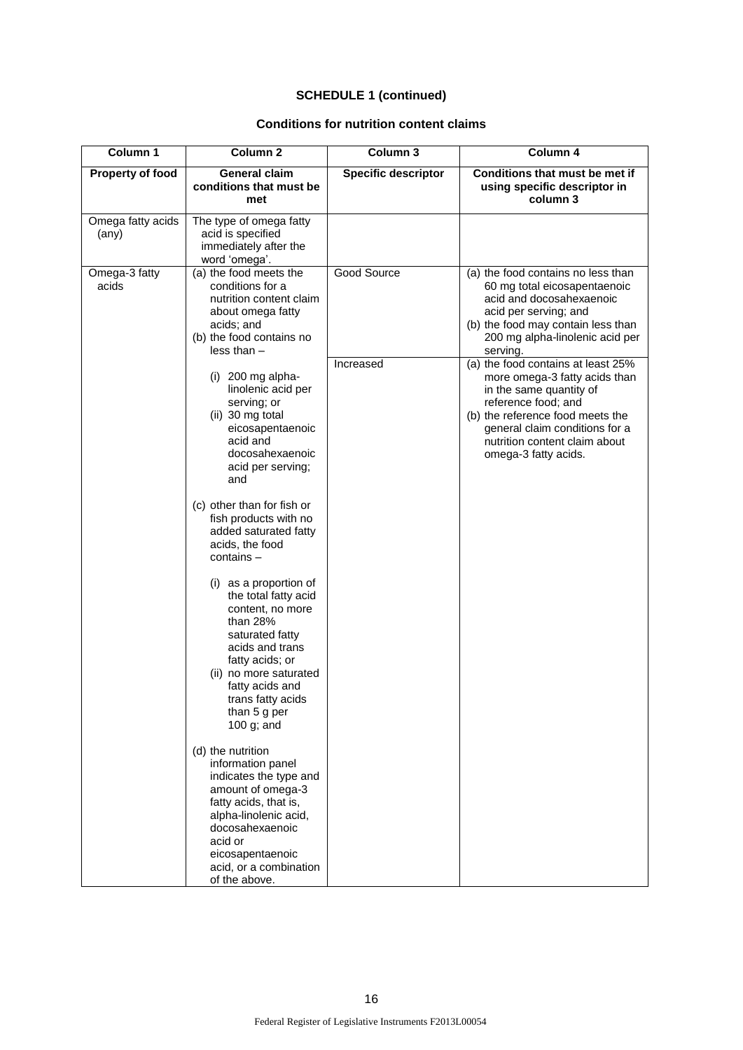**SCHEDULE 1 (continued)**

**Conditions for nutrition content claims**

| Column 1 | Column 2 | Column 3 | Column 4 |
|---|---|---|---|
| **Property of food** | **General claim conditions that must be met** | **Specific descriptor** | **Conditions that must be met if using specific descriptor in column 3** |
| Omega fatty acids (any) | The type of omega fatty acid is specified immediately after the word 'omega'. | | |
| Omega-3 fatty acids | (a) the food meets the conditions for a nutrition content claim about omega fatty acids; and<br>(b) the food contains no less than –<br>(i) 200 mg alpha-linolenic acid per serving; or<br>(ii) 30 mg total eicosapentaenoic acid and docosahexaenoic acid per serving; and<br>(c) other than for fish or fish products with no added saturated fatty acids, the food contains –<br>(i) as a proportion of the total fatty acid content, no more than 28% saturated fatty acids and trans fatty acids; or<br>(ii) no more saturated fatty acids and trans fatty acids than 5 g per 100 g; and<br>(d) the nutrition information panel indicates the type and amount of omega-3 fatty acids, that is, alpha-linolenic acid, docosahexaenoic acid or eicosapentaenoic acid, or a combination of the above. | Good Source | (a) the food contains no less than 60 mg total eicosapentaenoic acid and docosahexaenoic acid per serving; and<br>(b) the food may contain less than 200 mg alpha-linolenic acid per serving. |
| | | Increased | (a) the food contains at least 25% more omega-3 fatty acids than in the same quantity of reference food; and<br>(b) the reference food meets the general claim conditions for a nutrition content claim about omega-3 fatty acids. |

Federal Register of Legislative Instruments F2013L00054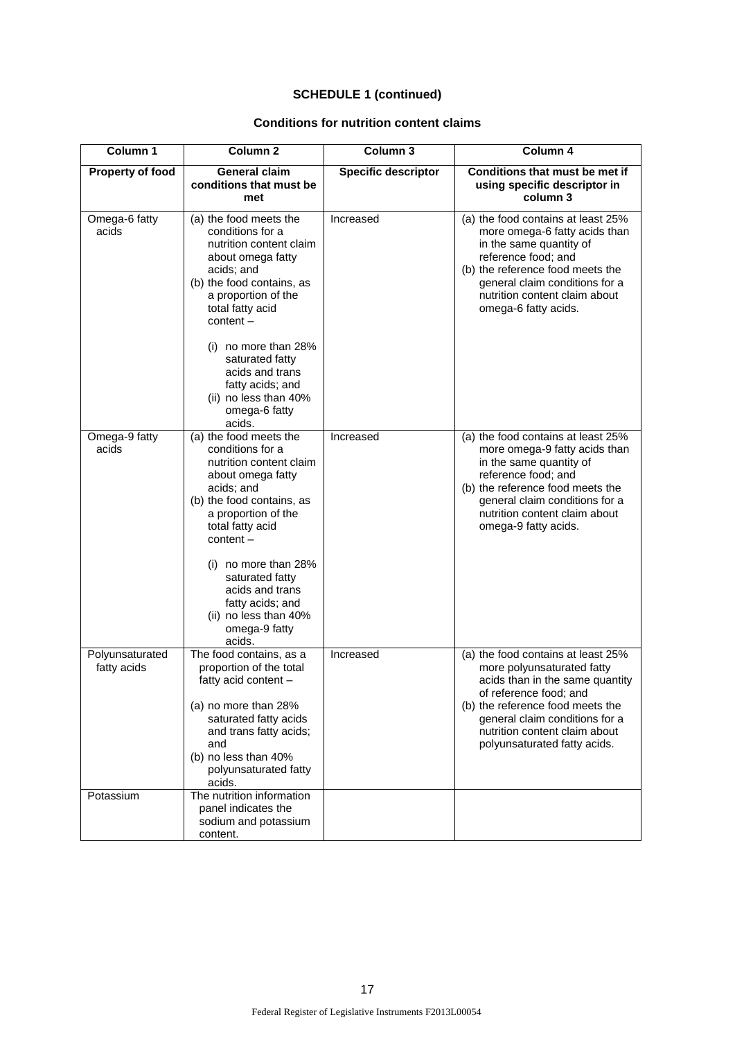## SCHEDULE 1 (continued)

### Conditions for nutrition content claims

| Column 1 | Column 2 | Column 3 | Column 4 |
|---|---|---|---|
| **Property of food** | **General claim conditions that must be met** | **Specific descriptor** | **Conditions that must be met if using specific descriptor in column 3** |
| Omega-6 fatty acids | (a) the food meets the conditions for a nutrition content claim about omega fatty acids; and<br>(b) the food contains, as a proportion of the total fatty acid content –<br>(i) no more than 28% saturated fatty acids and trans fatty acids; and<br>(ii) no less than 40% omega-6 fatty acids. | Increased | (a) the food contains at least 25% more omega-6 fatty acids than in the same quantity of reference food; and<br>(b) the reference food meets the general claim conditions for a nutrition content claim about omega-6 fatty acids. |
| Omega-9 fatty acids | (a) the food meets the conditions for a nutrition content claim about omega fatty acids; and<br>(b) the food contains, as a proportion of the total fatty acid content –<br>(i) no more than 28% saturated fatty acids and trans fatty acids; and<br>(ii) no less than 40% omega-9 fatty acids. | Increased | (a) the food contains at least 25% more omega-9 fatty acids than in the same quantity of reference food; and<br>(b) the reference food meets the general claim conditions for a nutrition content claim about omega-9 fatty acids. |
| Polyunsaturated fatty acids | The food contains, as a proportion of the total fatty acid content –<br>(a) no more than 28% saturated fatty acids and trans fatty acids; and<br>(b) no less than 40% polyunsaturated fatty acids. | Increased | (a) the food contains at least 25% more polyunsaturated fatty acids than in the same quantity of reference food; and<br>(b) the reference food meets the general claim conditions for a nutrition content claim about polyunsaturated fatty acids. |
| Potassium | The nutrition information panel indicates the sodium and potassium content. | | |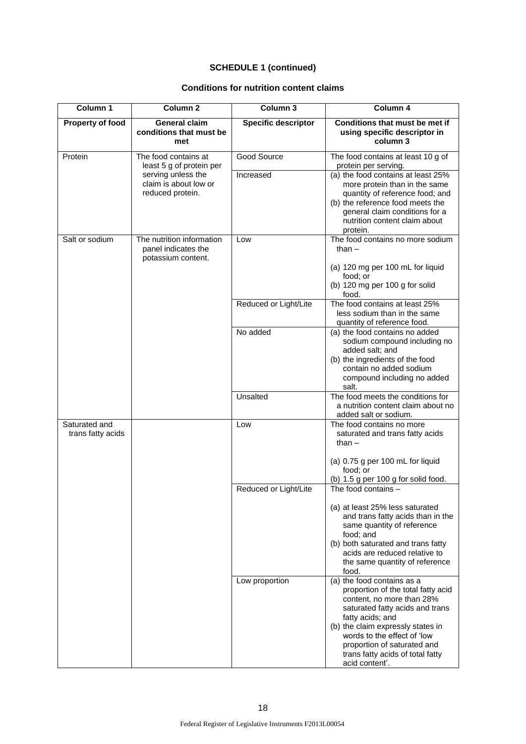**SCHEDULE 1 (continued)**

**Conditions for nutrition content claims**

| Column 1 | Column 2 | Column 3 | Column 4 |
|---|---|---|---|
| **Property of food** | **General claim conditions that must be met** | **Specific descriptor** | **Conditions that must be met if using specific descriptor in column 3** |
| Protein | The food contains at least 5 g of protein per serving unless the claim is about low or reduced protein. | Good Source | The food contains at least 10 g of protein per serving. |
| | | Increased | (a) the food contains at least 25% more protein than in the same quantity of reference food; and<br>(b) the reference food meets the general claim conditions for a nutrition content claim about protein. |
| Salt or sodium | The nutrition information panel indicates the potassium content. | Low | The food contains no more sodium than –<br><br>(a) 120 mg per 100 mL for liquid food; or<br>(b) 120 mg per 100 g for solid food. |
| | | Reduced or Light/Lite | The food contains at least 25% less sodium than in the same quantity of reference food. |
| | | No added | (a) the food contains no added sodium compound including no added salt; and<br>(b) the ingredients of the food contain no added sodium compound including no added salt. |
| | | Unsalted | The food meets the conditions for a nutrition content claim about no added salt or sodium. |
| Saturated and trans fatty acids | | Low | The food contains no more saturated and trans fatty acids than –<br><br>(a) 0.75 g per 100 mL for liquid food; or<br>(b) 1.5 g per 100 g for solid food. |
| | | Reduced or Light/Lite | The food contains –<br><br>(a) at least 25% less saturated and trans fatty acids than in the same quantity of reference food; and<br>(b) both saturated and trans fatty acids are reduced relative to the same quantity of reference food. |
| | | Low proportion | (a) the food contains as a proportion of the total fatty acid content, no more than 28% saturated fatty acids and trans fatty acids; and<br>(b) the claim expressly states in words to the effect of 'low proportion of saturated and trans fatty acids of total fatty acid content'. |

Federal Register of Legislative Instruments F2013L00054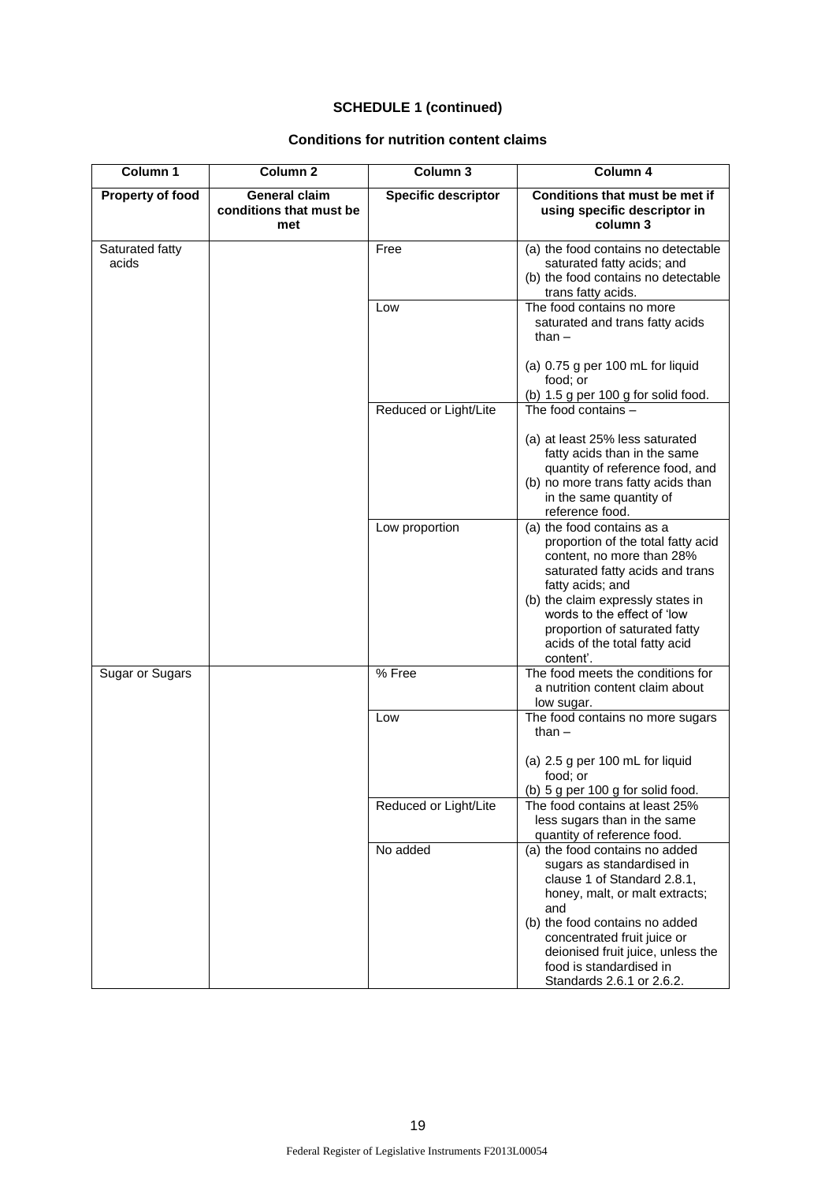## SCHEDULE 1 (continued)

### Conditions for nutrition content claims

| Column 1 | Column 2 | Column 3 | Column 4 |
|---|---|---|---|
| **Property of food** | **General claim conditions that must be met** | **Specific descriptor** | **Conditions that must be met if using specific descriptor in column 3** |
| Saturated fatty acids | | Free | (a) the food contains no detectable saturated fatty acids; and<br>(b) the food contains no detectable trans fatty acids. |
| | | Low | The food contains no more saturated and trans fatty acids than –<br><br>(a) 0.75 g per 100 mL for liquid food; or<br>(b) 1.5 g per 100 g for solid food. |
| | | Reduced or Light/Lite | The food contains –<br><br>(a) at least 25% less saturated fatty acids than in the same quantity of reference food, and<br>(b) no more trans fatty acids than in the same quantity of reference food. |
| | | Low proportion | (a) the food contains as a proportion of the total fatty acid content, no more than 28% saturated fatty acids and trans fatty acids; and<br>(b) the claim expressly states in words to the effect of 'low proportion of saturated fatty acids of the total fatty acid content'. |
| Sugar or Sugars | | % Free | The food meets the conditions for a nutrition content claim about low sugar. |
| | | Low | The food contains no more sugars than –<br><br>(a) 2.5 g per 100 mL for liquid food; or<br>(b) 5 g per 100 g for solid food. |
| | | Reduced or Light/Lite | The food contains at least 25% less sugars than in the same quantity of reference food. |
| | | No added | (a) the food contains no added sugars as standardised in clause 1 of Standard 2.8.1, honey, malt, or malt extracts; and<br>(b) the food contains no added concentrated fruit juice or deionised fruit juice, unless the food is standardised in Standards 2.6.1 or 2.6.2. |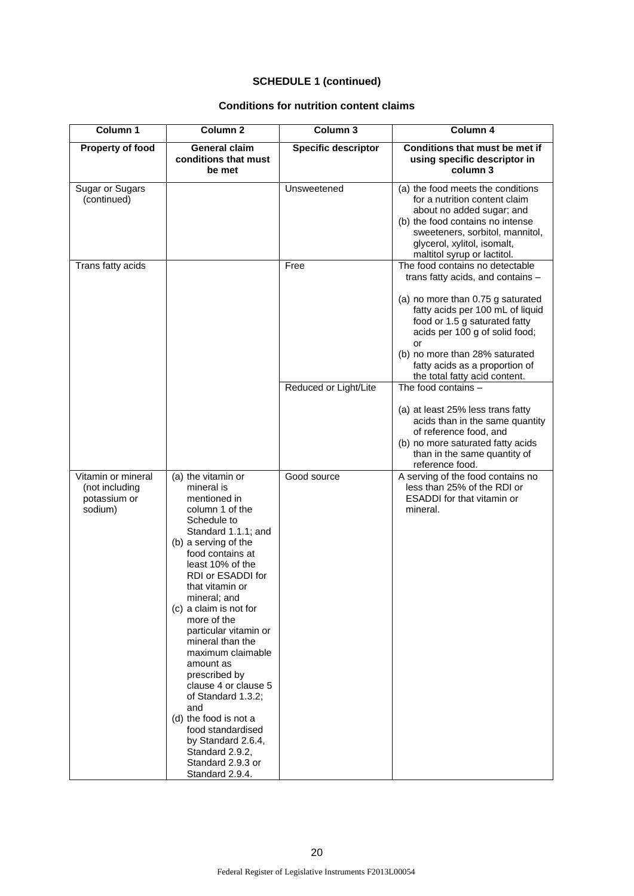**SCHEDULE 1 (continued)**

**Conditions for nutrition content claims**

| Column 1 | Column 2 | Column 3 | Column 4 |
|---|---|---|---|
| **Property of food** | **General claim conditions that must be met** | **Specific descriptor** | **Conditions that must be met if using specific descriptor in column 3** |
| Sugar or Sugars (continued) | | Unsweetened | (a) the food meets the conditions for a nutrition content claim about no added sugar; and (b) the food contains no intense sweeteners, sorbitol, mannitol, glycerol, xylitol, isomalt, maltitol syrup or lactitol. |
| Trans fatty acids | | Free | The food contains no detectable trans fatty acids, and contains – (a) no more than 0.75 g saturated fatty acids per 100 mL of liquid food or 1.5 g saturated fatty acids per 100 g of solid food; or (b) no more than 28% saturated fatty acids as a proportion of the total fatty acid content. |
| | | Reduced or Light/Lite | The food contains – (a) at least 25% less trans fatty acids than in the same quantity of reference food, and (b) no more saturated fatty acids than in the same quantity of reference food. |
| Vitamin or mineral (not including potassium or sodium) | (a) the vitamin or mineral is mentioned in column 1 of the Schedule to Standard 1.1.1; and (b) a serving of the food contains at least 10% of the RDI or ESADDI for that vitamin or mineral; and (c) a claim is not for more of the particular vitamin or mineral than the maximum claimable amount as prescribed by clause 4 or clause 5 of Standard 1.3.2; and (d) the food is not a food standardised by Standard 2.6.4, Standard 2.9.2, Standard 2.9.3 or Standard 2.9.4. | Good source | A serving of the food contains no less than 25% of the RDI or ESADDI for that vitamin or mineral. |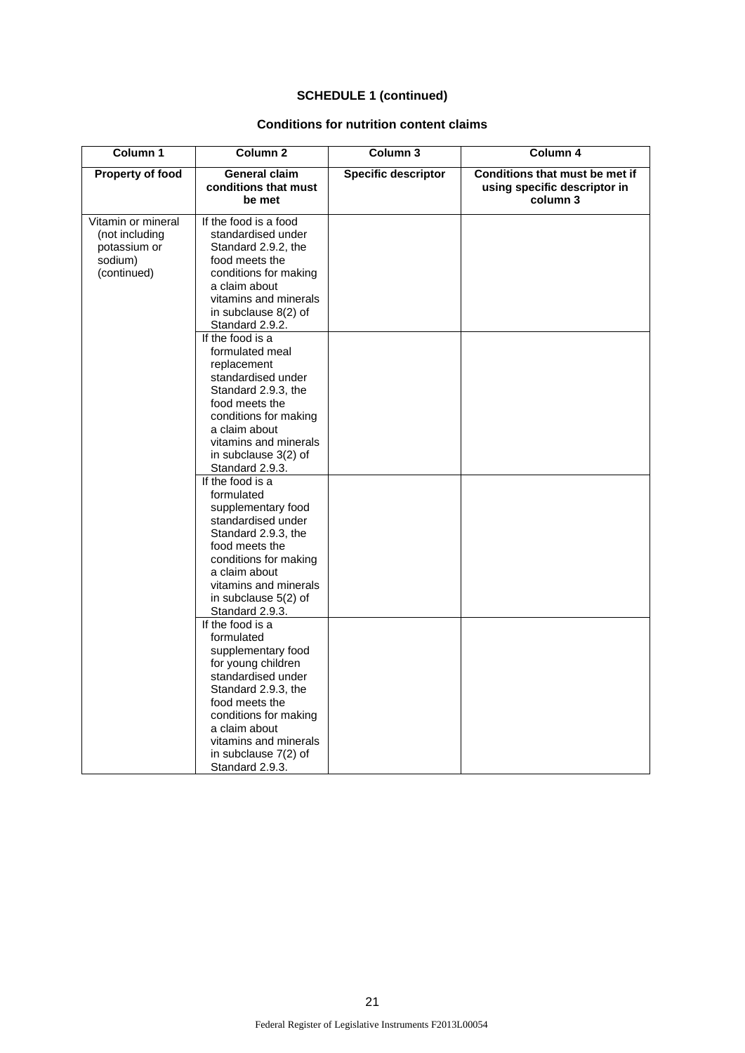**SCHEDULE 1 (continued)**

**Conditions for nutrition content claims**

| Column 1 | Column 2 | Column 3 | Column 4 |
|---|---|---|---|
| **Property of food** | **General claim conditions that must be met** | **Specific descriptor** | **Conditions that must be met if using specific descriptor in column 3** |
| Vitamin or mineral (not including potassium or sodium) (continued) | If the food is a food standardised under Standard 2.9.2, the food meets the conditions for making a claim about vitamins and minerals in subclause 8(2) of Standard 2.9.2. | | |
| | If the food is a formulated meal replacement standardised under Standard 2.9.3, the food meets the conditions for making a claim about vitamins and minerals in subclause 3(2) of Standard 2.9.3. | | |
| | If the food is a formulated supplementary food standardised under Standard 2.9.3, the food meets the conditions for making a claim about vitamins and minerals in subclause 5(2) of Standard 2.9.3. | | |
| | If the food is a formulated supplementary food for young children standardised under Standard 2.9.3, the food meets the conditions for making a claim about vitamins and minerals in subclause 7(2) of Standard 2.9.3. | | |

Federal Register of Legislative Instruments F2013L00054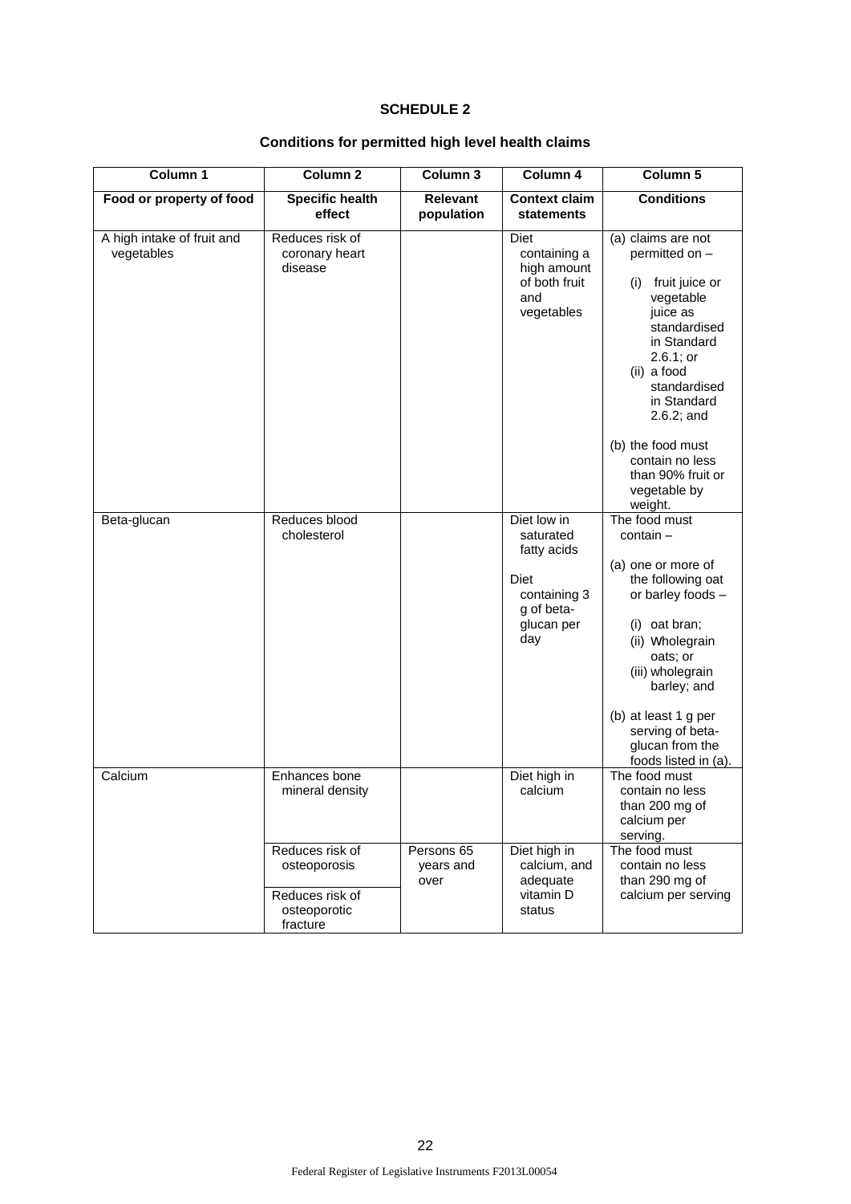# SCHEDULE 2

## Conditions for permitted high level health claims

| Column 1 | Column 2 | Column 3 | Column 4 | Column 5 |
|---|---|---|---|---|
| **Food or property of food** | **Specific health effect** | **Relevant population** | **Context claim statements** | **Conditions** |
| A high intake of fruit and vegetables | Reduces risk of coronary heart disease | | Diet containing a high amount of both fruit and vegetables | (a) claims are not permitted on – (i) fruit juice or vegetable juice as standardised in Standard 2.6.1; or (ii) a food standardised in Standard 2.6.2; and (b) the food must contain no less than 90% fruit or vegetable by weight. |
| Beta-glucan | Reduces blood cholesterol | | Diet low in saturated fatty acids<br><br>Diet containing 3 g of beta-glucan per day | The food must contain – (a) one or more of the following oat or barley foods – (i) oat bran; (ii) Wholegrain oats; or (iii) wholegrain barley; and (b) at least 1 g per serving of beta-glucan from the foods listed in (a). |
| Calcium | Enhances bone mineral density | | Diet high in calcium | The food must contain no less than 200 mg of calcium per serving. |
| | Reduces risk of osteoporosis<br><br>Reduces risk of osteoporotic fracture | Persons 65 years and over | Diet high in calcium, and adequate vitamin D status | The food must contain no less than 290 mg of calcium per serving |

Federal Register of Legislative Instruments F2013L00054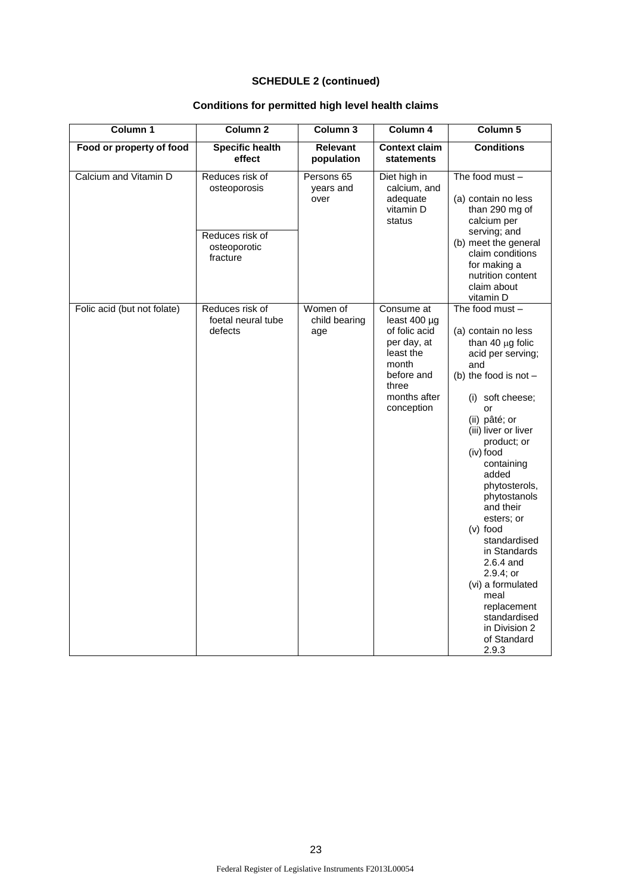## SCHEDULE 2 (continued)

### Conditions for permitted high level health claims

| Column 1 | Column 2 | Column 3 | Column 4 | Column 5 |
|---|---|---|---|---|
| **Food or property of food** | **Specific health effect** | **Relevant population** | **Context claim statements** | **Conditions** |
| Calcium and Vitamin D | Reduces risk of osteoporosis<br><br>Reduces risk of osteoporotic fracture | Persons 65 years and over | Diet high in calcium, and adequate vitamin D status | The food must –<br>(a) contain no less than 290 mg of calcium per serving; and<br>(b) meet the general claim conditions for making a nutrition content claim about vitamin D |
| Folic acid (but not folate) | Reduces risk of foetal neural tube defects | Women of child bearing age | Consume at least 400 μg of folic acid per day, at least the month before and three months after conception | The food must –<br>(a) contain no less than 40 μg folic acid per serving; and<br>(b) the food is not –<br>(i) soft cheese; or<br>(ii) pâté; or<br>(iii) liver or liver product; or<br>(iv) food containing added phytosterols, phytostanols and their esters; or<br>(v) food standardised in Standards 2.6.4 and 2.9.4; or<br>(vi) a formulated meal replacement standardised in Division 2 of Standard 2.9.3 |

Federal Register of Legislative Instruments F2013L00054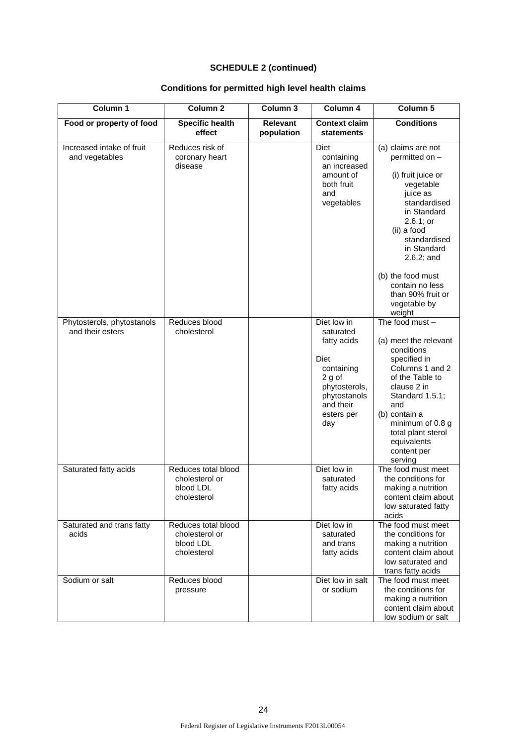## SCHEDULE 2 (continued)

### Conditions for permitted high level health claims

| Column 1 | Column 2 | Column 3 | Column 4 | Column 5 |
|---|---|---|---|---|
| **Food or property of food** | **Specific health effect** | **Relevant population** | **Context claim statements** | **Conditions** |
| Increased intake of fruit and vegetables | Reduces risk of coronary heart disease | | Diet containing an increased amount of both fruit and vegetables | (a) claims are not permitted on – (i) fruit juice or vegetable juice as standardised in Standard 2.6.1; or (ii) a food standardised in Standard 2.6.2; and (b) the food must contain no less than 90% fruit or vegetable by weight |
| Phytosterols, phytostanols and their esters | Reduces blood cholesterol | | Diet low in saturated fatty acids Diet containing 2 g of phytosterols, phytostanols and their esters per day | The food must – (a) meet the relevant conditions specified in Columns 1 and 2 of the Table to clause 2 in Standard 1.5.1; and (b) contain a minimum of 0.8 g total plant sterol equivalents content per serving |
| Saturated fatty acids | Reduces total blood cholesterol or blood LDL cholesterol | | Diet low in saturated fatty acids | The food must meet the conditions for making a nutrition content claim about low saturated fatty acids |
| Saturated and trans fatty acids | Reduces total blood cholesterol or blood LDL cholesterol | | Diet low in saturated and trans fatty acids | The food must meet the conditions for making a nutrition content claim about low saturated and trans fatty acids |
| Sodium or salt | Reduces blood pressure | | Diet low in salt or sodium | The food must meet the conditions for making a nutrition content claim about low sodium or salt |

Federal Register of Legislative Instruments F2013L00054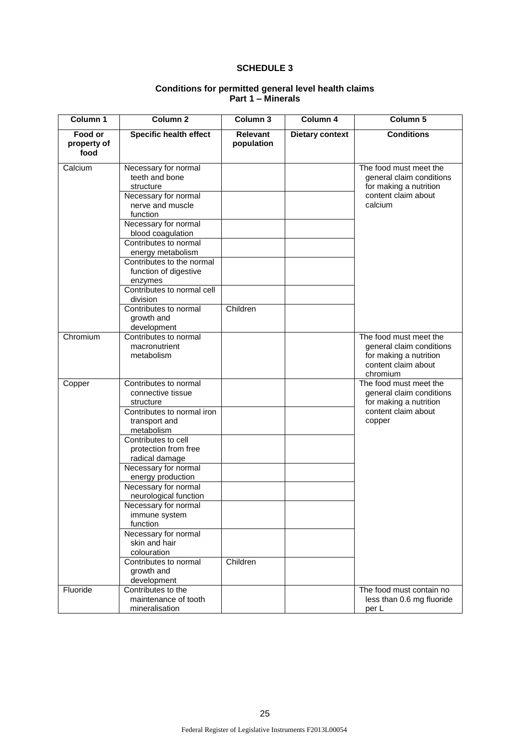# SCHEDULE 3

## Conditions for permitted general level health claims
## Part 1 – Minerals

| Column 1 | Column 2 | Column 3 | Column 4 | Column 5 |
|---|---|---|---|---|
| **Food or property of food** | **Specific health effect** | **Relevant population** | **Dietary context** | **Conditions** |
| Calcium | Necessary for normal teeth and bone structure | | | The food must meet the general claim conditions for making a nutrition content claim about calcium |
| | Necessary for normal nerve and muscle function | | | |
| | Necessary for normal blood coagulation | | | |
| | Contributes to normal energy metabolism | | | |
| | Contributes to the normal function of digestive enzymes | | | |
| | Contributes to normal cell division | | | |
| | Contributes to normal growth and development | Children | | |
| Chromium | Contributes to normal macronutrient metabolism | | | The food must meet the general claim conditions for making a nutrition content claim about chromium |
| Copper | Contributes to normal connective tissue structure | | | The food must meet the general claim conditions for making a nutrition content claim about copper |
| | Contributes to normal iron transport and metabolism | | | |
| | Contributes to cell protection from free radical damage | | | |
| | Necessary for normal energy production | | | |
| | Necessary for normal neurological function | | | |
| | Necessary for normal immune system function | | | |
| | Necessary for normal skin and hair colouration | | | |
| | Contributes to normal growth and development | Children | | |
| Fluoride | Contributes to the maintenance of tooth mineralisation | | | The food must contain no less than 0.6 mg fluoride per L |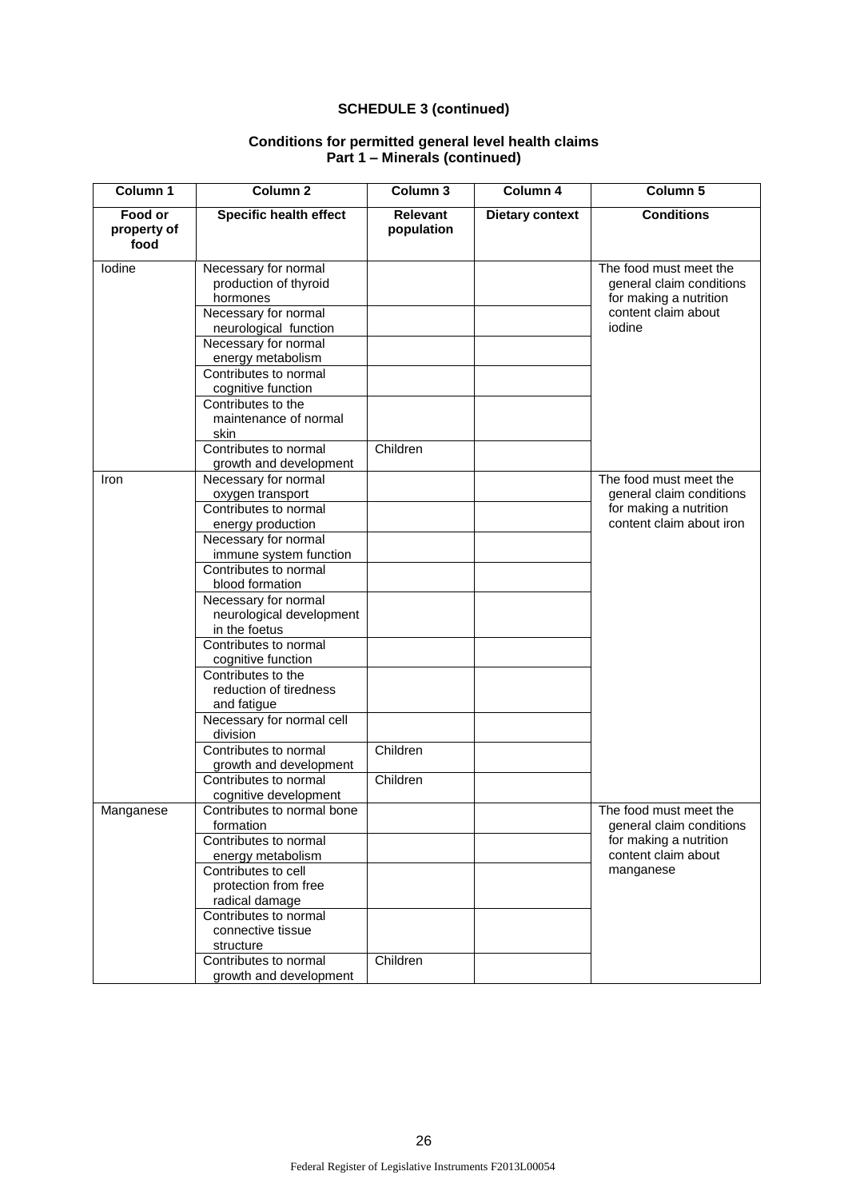## SCHEDULE 3 (continued)

### Conditions for permitted general level health claims
### Part 1 – Minerals (continued)

| Column 1 | Column 2 | Column 3 | Column 4 | Column 5 |
|---|---|---|---|---|
| **Food or property of food** | **Specific health effect** | **Relevant population** | **Dietary context** | **Conditions** |
| Iodine | Necessary for normal production of thyroid hormones | | | The food must meet the general claim conditions for making a nutrition content claim about iodine |
| | Necessary for normal neurological function | | | |
| | Necessary for normal energy metabolism | | | |
| | Contributes to normal cognitive function | | | |
| | Contributes to the maintenance of normal skin | | | |
| | Contributes to normal growth and development | Children | | |
| Iron | Necessary for normal oxygen transport | | | The food must meet the general claim conditions for making a nutrition content claim about iron |
| | Contributes to normal energy production | | | |
| | Necessary for normal immune system function | | | |
| | Contributes to normal blood formation | | | |
| | Necessary for normal neurological development in the foetus | | | |
| | Contributes to normal cognitive function | | | |
| | Contributes to the reduction of tiredness and fatigue | | | |
| | Necessary for normal cell division | | | |
| | Contributes to normal growth and development | Children | | |
| | Contributes to normal cognitive development | Children | | |
| Manganese | Contributes to normal bone formation | | | The food must meet the general claim conditions for making a nutrition content claim about manganese |
| | Contributes to normal energy metabolism | | | |
| | Contributes to cell protection from free radical damage | | | |
| | Contributes to normal connective tissue structure | | | |
| | Contributes to normal growth and development | Children | | |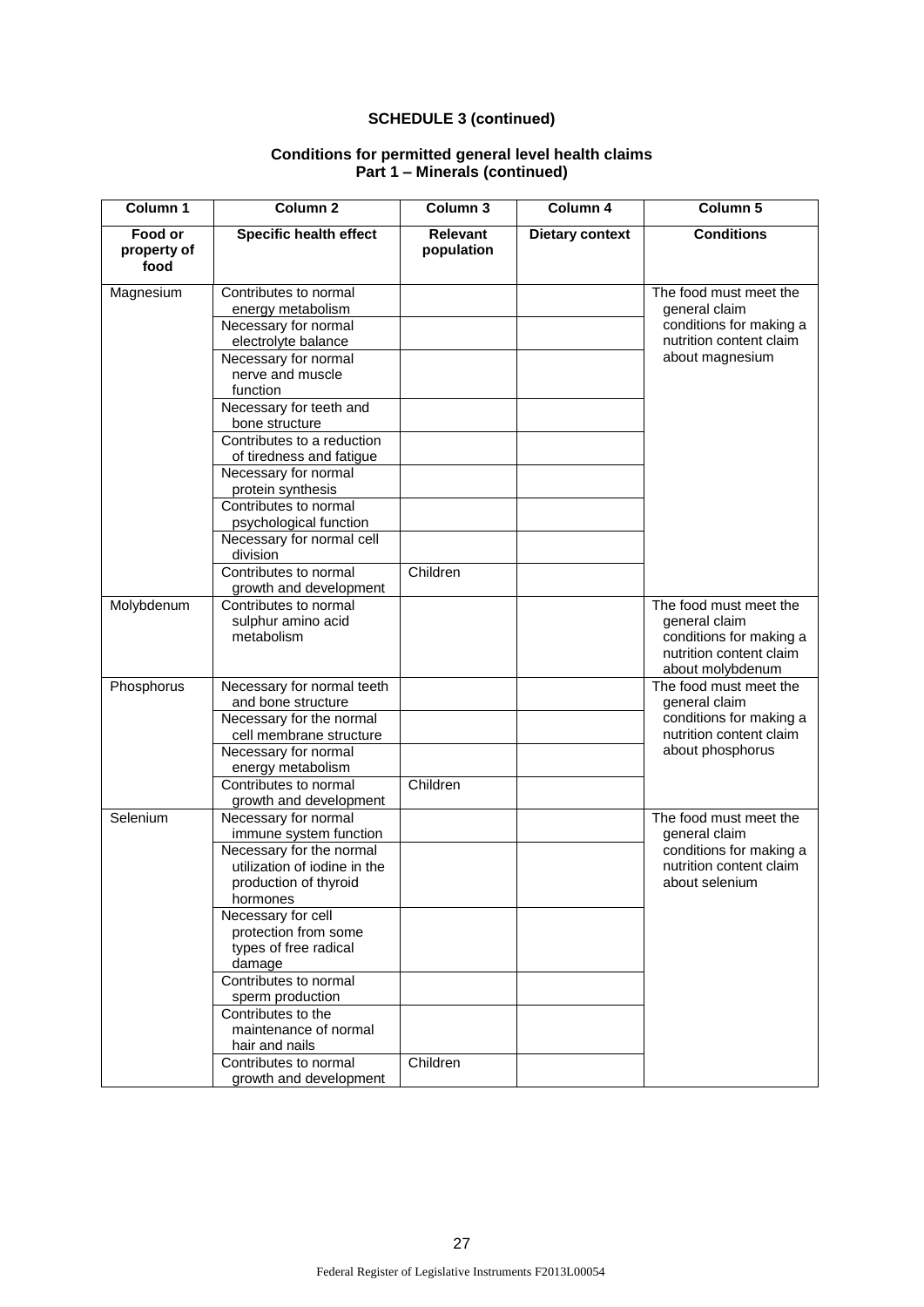**SCHEDULE 3 (continued)**

**Conditions for permitted general level health claims**
**Part 1 – Minerals (continued)**

| Column 1 | Column 2 | Column 3 | Column 4 | Column 5 |
|---|---|---|---|---|
| **Food or property of food** | **Specific health effect** | **Relevant population** | **Dietary context** | **Conditions** |
| Magnesium | Contributes to normal energy metabolism | | | The food must meet the general claim conditions for making a nutrition content claim about magnesium |
| | Necessary for normal electrolyte balance | | | |
| | Necessary for normal nerve and muscle function | | | |
| | Necessary for teeth and bone structure | | | |
| | Contributes to a reduction of tiredness and fatigue | | | |
| | Necessary for normal protein synthesis | | | |
| | Contributes to normal psychological function | | | |
| | Necessary for normal cell division | | | |
| | Contributes to normal growth and development | Children | | |
| Molybdenum | Contributes to normal sulphur amino acid metabolism | | | The food must meet the general claim conditions for making a nutrition content claim about molybdenum |
| Phosphorus | Necessary for normal teeth and bone structure | | | The food must meet the general claim conditions for making a nutrition content claim about phosphorus |
| | Necessary for the normal cell membrane structure | | | |
| | Necessary for normal energy metabolism | | | |
| | Contributes to normal growth and development | Children | | |
| Selenium | Necessary for normal immune system function | | | The food must meet the general claim conditions for making a nutrition content claim about selenium |
| | Necessary for the normal utilization of iodine in the production of thyroid hormones | | | |
| | Necessary for cell protection from some types of free radical damage | | | |
| | Contributes to normal sperm production | | | |
| | Contributes to the maintenance of normal hair and nails | | | |
| | Contributes to normal growth and development | Children | | |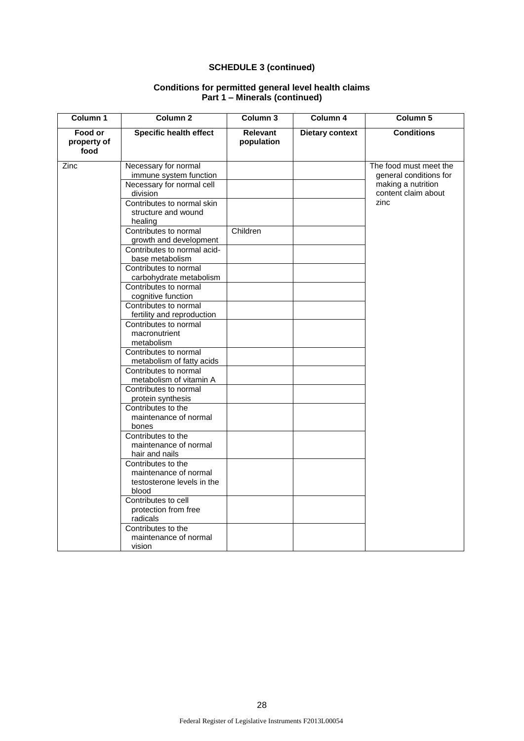**SCHEDULE 3 (continued)**

**Conditions for permitted general level health claims**
**Part 1 – Minerals (continued)**

| Column 1 | Column 2 | Column 3 | Column 4 | Column 5 |
|---|---|---|---|---|
| **Food or property of food** | **Specific health effect** | **Relevant population** | **Dietary context** | **Conditions** |
| Zinc | Necessary for normal immune system function | | | The food must meet the general conditions for making a nutrition content claim about zinc |
| | Necessary for normal cell division | | | |
| | Contributes to normal skin structure and wound healing | | | |
| | Contributes to normal growth and development | Children | | |
| | Contributes to normal acid-base metabolism | | | |
| | Contributes to normal carbohydrate metabolism | | | |
| | Contributes to normal cognitive function | | | |
| | Contributes to normal fertility and reproduction | | | |
| | Contributes to normal macronutrient metabolism | | | |
| | Contributes to normal metabolism of fatty acids | | | |
| | Contributes to normal metabolism of vitamin A | | | |
| | Contributes to normal protein synthesis | | | |
| | Contributes to the maintenance of normal bones | | | |
| | Contributes to the maintenance of normal hair and nails | | | |
| | Contributes to the maintenance of normal testosterone levels in the blood | | | |
| | Contributes to cell protection from free radicals | | | |
| | Contributes to the maintenance of normal vision | | | |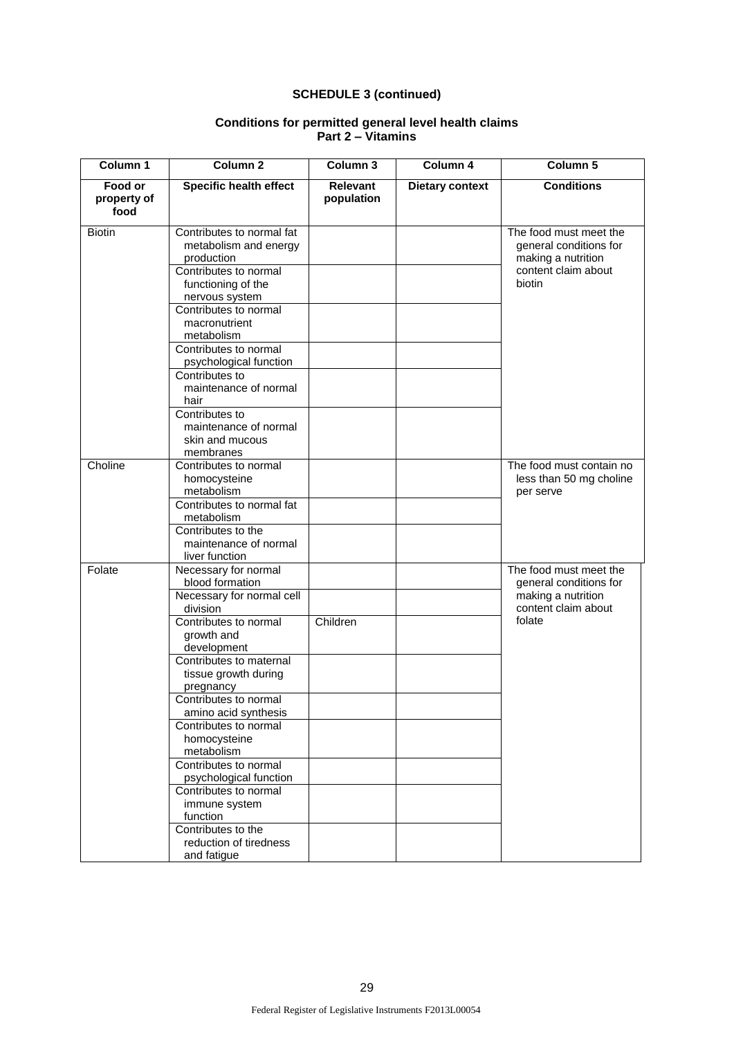**SCHEDULE 3 (continued)**

**Conditions for permitted general level health claims**
**Part 2 – Vitamins**

| Column 1 | Column 2 | Column 3 | Column 4 | Column 5 |
|---|---|---|---|---|
| **Food or property of food** | **Specific health effect** | **Relevant population** | **Dietary context** | **Conditions** |
| Biotin | Contributes to normal fat metabolism and energy production | | | The food must meet the general conditions for making a nutrition content claim about biotin |
| | Contributes to normal functioning of the nervous system | | | |
| | Contributes to normal macronutrient metabolism | | | |
| | Contributes to normal psychological function | | | |
| | Contributes to maintenance of normal hair | | | |
| | Contributes to maintenance of normal skin and mucous membranes | | | |
| Choline | Contributes to normal homocysteine metabolism | | | The food must contain no less than 50 mg choline per serve |
| | Contributes to normal fat metabolism | | | |
| | Contributes to the maintenance of normal liver function | | | |
| Folate | Necessary for normal blood formation | | | The food must meet the general conditions for making a nutrition content claim about folate |
| | Necessary for normal cell division | | | |
| | Contributes to normal growth and development | Children | | |
| | Contributes to maternal tissue growth during pregnancy | | | |
| | Contributes to normal amino acid synthesis | | | |
| | Contributes to normal homocysteine metabolism | | | |
| | Contributes to normal psychological function | | | |
| | Contributes to normal immune system function | | | |
| | Contributes to the reduction of tiredness and fatigue | | | |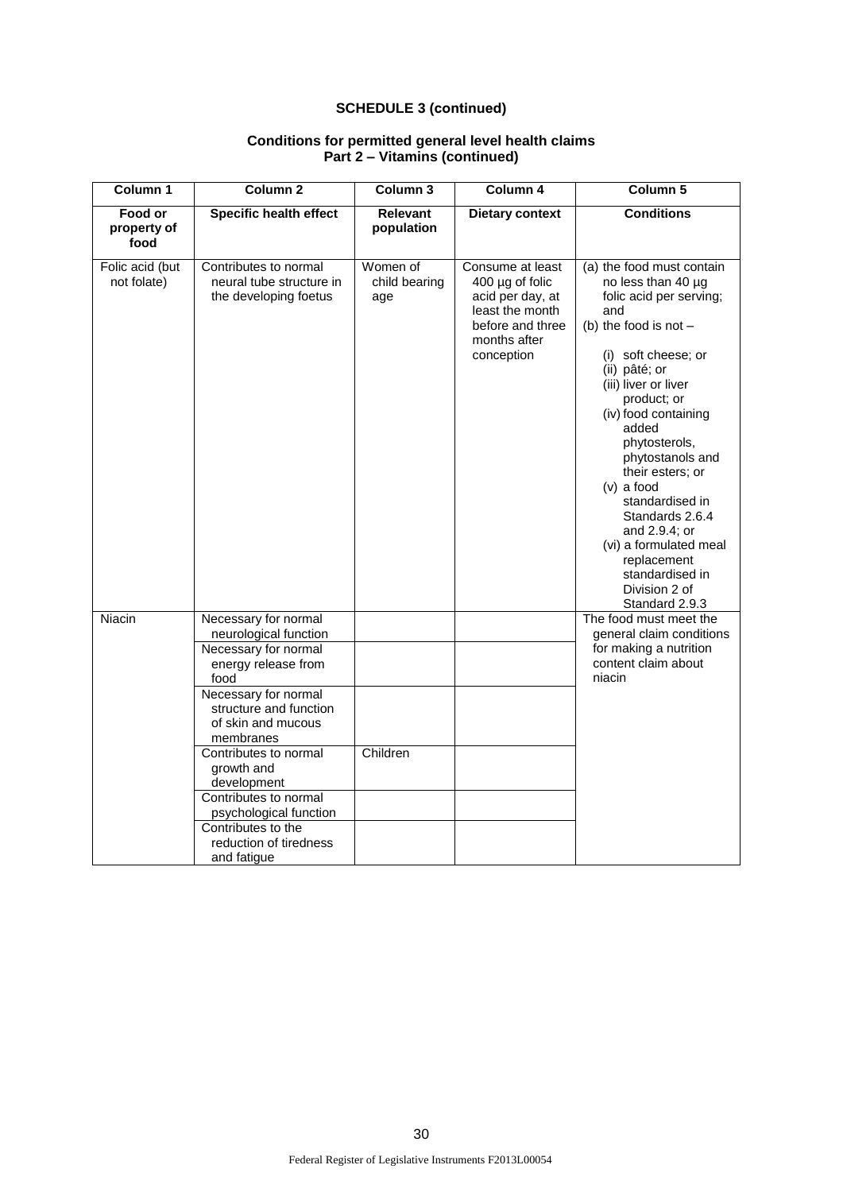**SCHEDULE 3 (continued)**

**Conditions for permitted general level health claims**
**Part 2 – Vitamins (continued)**

| Column 1 | Column 2 | Column 3 | Column 4 | Column 5 |
|---|---|---|---|---|
| **Food or property of food** | **Specific health effect** | **Relevant population** | **Dietary context** | **Conditions** |
| Folic acid (but not folate) | Contributes to normal neural tube structure in the developing foetus | Women of child bearing age | Consume at least 400 µg of folic acid per day, at least the month before and three months after conception | (a) the food must contain no less than 40 µg folic acid per serving; and (b) the food is not – (i) soft cheese; or (ii) pâté; or (iii) liver or liver product; or (iv) food containing added phytosterols, phytostanols and their esters; or (v) a food standardised in Standards 2.6.4 and 2.9.4; or (vi) a formulated meal replacement standardised in Division 2 of Standard 2.9.3 |
| Niacin | Necessary for normal neurological function | | | The food must meet the general claim conditions for making a nutrition content claim about niacin |
| | Necessary for normal energy release from food | | | |
| | Necessary for normal structure and function of skin and mucous membranes | | | |
| | Contributes to normal growth and development | Children | | |
| | Contributes to normal psychological function | | | |
| | Contributes to the reduction of tiredness and fatigue | | | |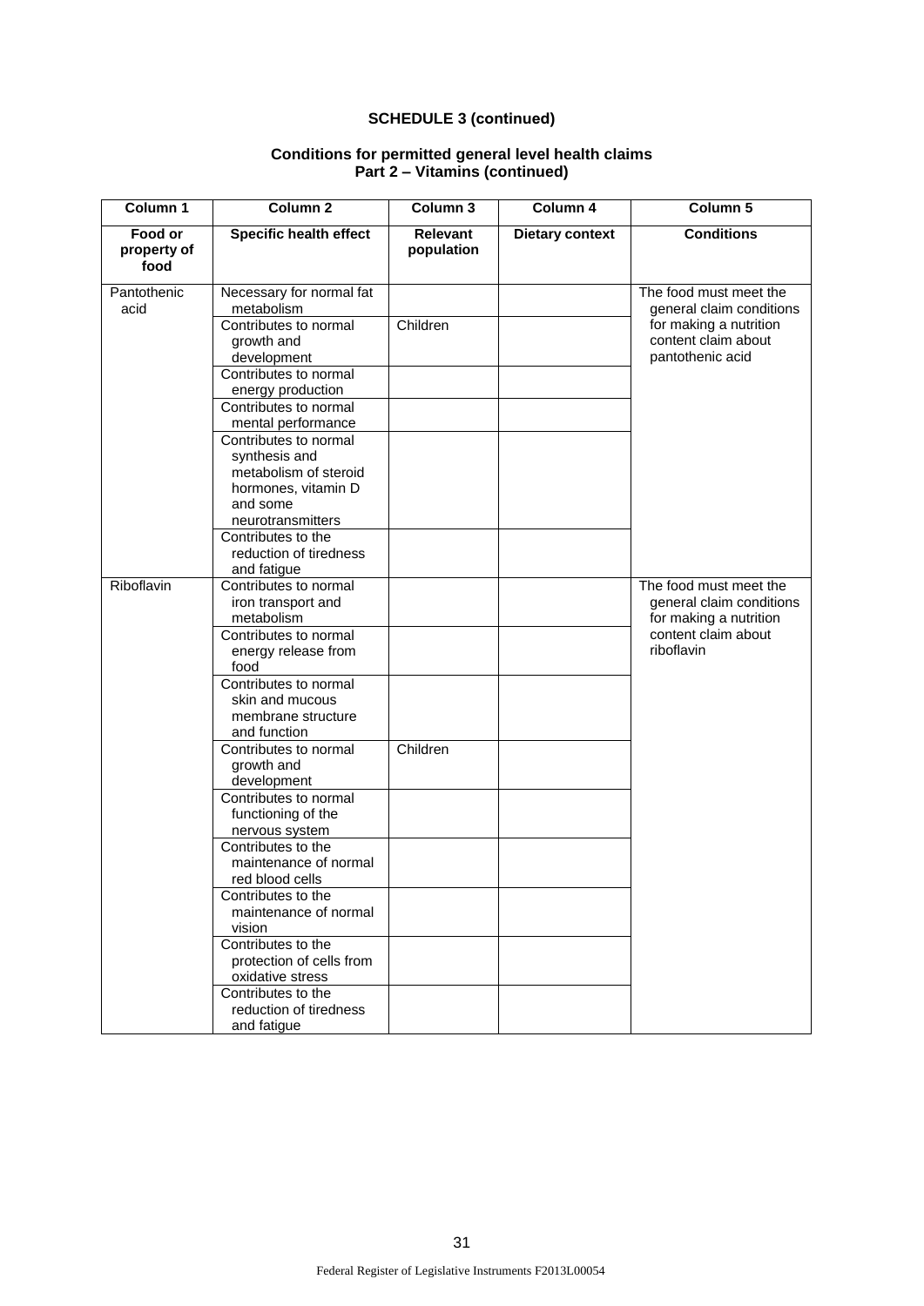**SCHEDULE 3 (continued)**

**Conditions for permitted general level health claims**
**Part 2 – Vitamins (continued)**

| Column 1 | Column 2 | Column 3 | Column 4 | Column 5 |
|---|---|---|---|---|
| **Food or property of food** | **Specific health effect** | **Relevant population** | **Dietary context** | **Conditions** |
| Pantothenic acid | Necessary for normal fat metabolism | | | The food must meet the general claim conditions for making a nutrition content claim about pantothenic acid |
| | Contributes to normal growth and development | Children | | |
| | Contributes to normal energy production | | | |
| | Contributes to normal mental performance | | | |
| | Contributes to normal synthesis and metabolism of steroid hormones, vitamin D and some neurotransmitters | | | |
| | Contributes to the reduction of tiredness and fatigue | | | |
| Riboflavin | Contributes to normal iron transport and metabolism | | | The food must meet the general claim conditions for making a nutrition content claim about riboflavin |
| | Contributes to normal energy release from food | | | |
| | Contributes to normal skin and mucous membrane structure and function | | | |
| | Contributes to normal growth and development | Children | | |
| | Contributes to normal functioning of the nervous system | | | |
| | Contributes to the maintenance of normal red blood cells | | | |
| | Contributes to the maintenance of normal vision | | | |
| | Contributes to the protection of cells from oxidative stress | | | |
| | Contributes to the reduction of tiredness and fatigue | | | |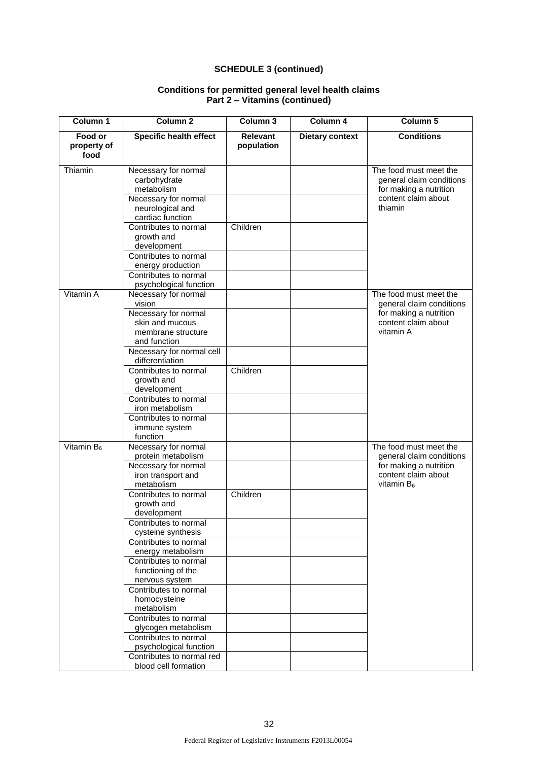**SCHEDULE 3 (continued)**

**Conditions for permitted general level health claims**
**Part 2 – Vitamins (continued)**

| Column 1 | Column 2 | Column 3 | Column 4 | Column 5 |
|---|---|---|---|---|
| **Food or property of food** | **Specific health effect** | **Relevant population** | **Dietary context** | **Conditions** |
| Thiamin | Necessary for normal carbohydrate metabolism | | | The food must meet the general claim conditions for making a nutrition content claim about thiamin |
| | Necessary for normal neurological and cardiac function | | | |
| | Contributes to normal growth and development | Children | | |
| | Contributes to normal energy production | | | |
| | Contributes to normal psychological function | | | |
| Vitamin A | Necessary for normal vision | | | The food must meet the general claim conditions for making a nutrition content claim about vitamin A |
| | Necessary for normal skin and mucous membrane structure and function | | | |
| | Necessary for normal cell differentiation | | | |
| | Contributes to normal growth and development | Children | | |
| | Contributes to normal iron metabolism | | | |
| | Contributes to normal immune system function | | | |
| Vitamin $B_6$ | Necessary for normal protein metabolism | | | The food must meet the general claim conditions for making a nutrition content claim about vitamin $B_6$ |
| | Necessary for normal iron transport and metabolism | | | |
| | Contributes to normal growth and development | Children | | |
| | Contributes to normal cysteine synthesis | | | |
| | Contributes to normal energy metabolism | | | |
| | Contributes to normal functioning of the nervous system | | | |
| | Contributes to normal homocysteine metabolism | | | |
| | Contributes to normal glycogen metabolism | | | |
| | Contributes to normal psychological function | | | |
| | Contributes to normal red blood cell formation | | | |

Federal Register of Legislative Instruments F2013L00054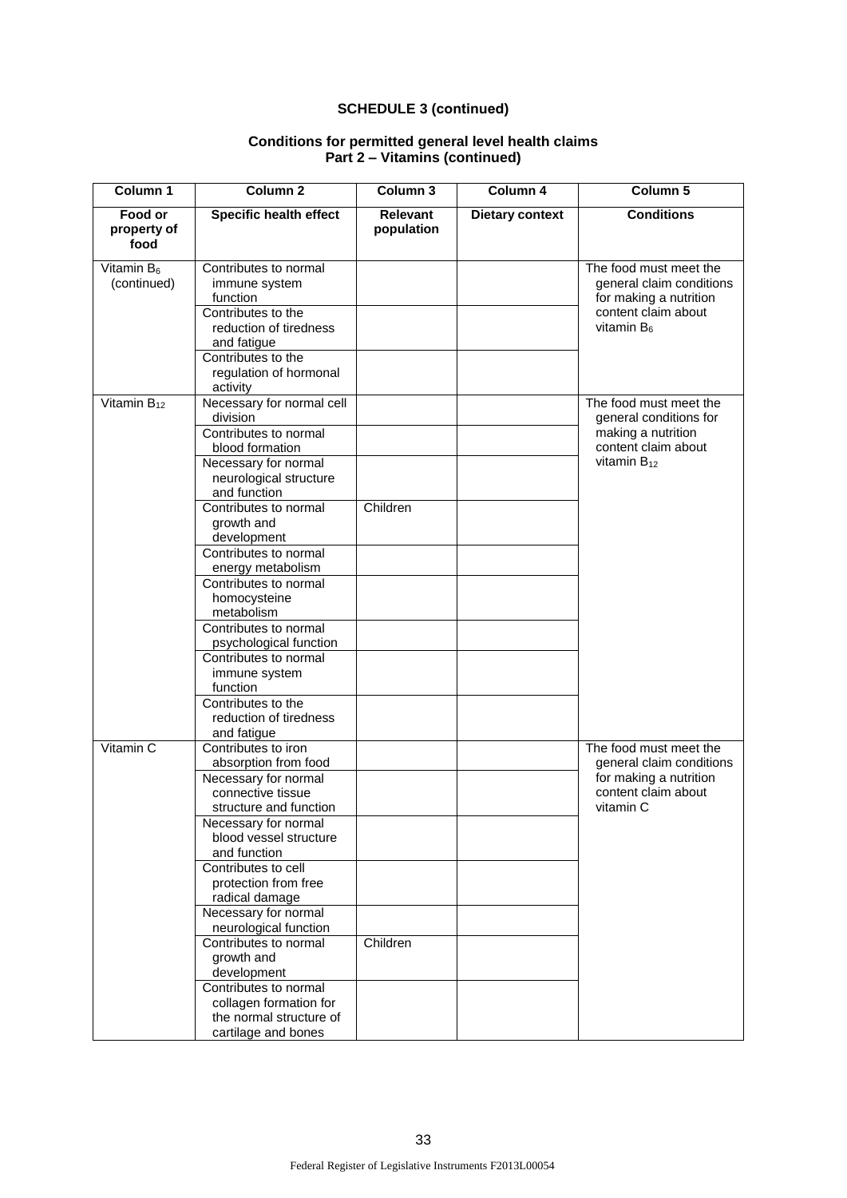## SCHEDULE 3 (continued)

### Conditions for permitted general level health claims
### Part 2 – Vitamins (continued)

| Column 1 | Column 2 | Column 3 | Column 4 | Column 5 |
|---|---|---|---|---|
| **Food or property of food** | **Specific health effect** | **Relevant population** | **Dietary context** | **Conditions** |
| Vitamin $B_6$ (continued) | Contributes to normal immune system function | | | The food must meet the general claim conditions for making a nutrition content claim about vitamin $B_6$ |
| | Contributes to the reduction of tiredness and fatigue | | | |
| | Contributes to the regulation of hormonal activity | | | |
| Vitamin $B_{12}$ | Necessary for normal cell division | | | The food must meet the general conditions for making a nutrition content claim about vitamin $B_{12}$ |
| | Contributes to normal blood formation | | | |
| | Necessary for normal neurological structure and function | | | |
| | Contributes to normal growth and development | Children | | |
| | Contributes to normal energy metabolism | | | |
| | Contributes to normal homocysteine metabolism | | | |
| | Contributes to normal psychological function | | | |
| | Contributes to normal immune system function | | | |
| | Contributes to the reduction of tiredness and fatigue | | | |
| Vitamin C | Contributes to iron absorption from food | | | The food must meet the general claim conditions for making a nutrition content claim about vitamin C |
| | Necessary for normal connective tissue structure and function | | | |
| | Necessary for normal blood vessel structure and function | | | |
| | Contributes to cell protection from free radical damage | | | |
| | Necessary for normal neurological function | | | |
| | Contributes to normal growth and development | Children | | |
| | Contributes to normal collagen formation for the normal structure of cartilage and bones | | | |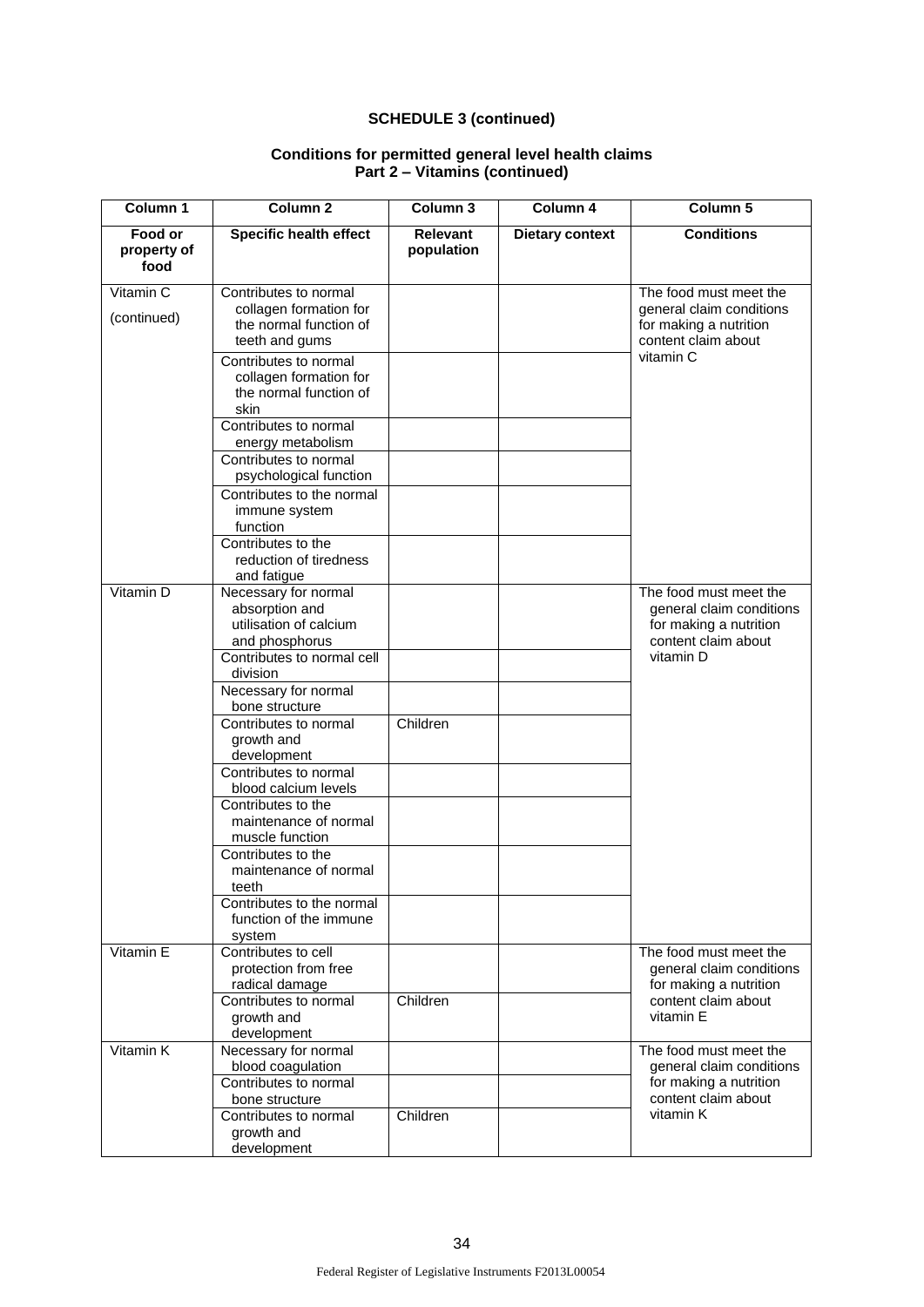**SCHEDULE 3 (continued)**

**Conditions for permitted general level health claims**
**Part 2 – Vitamins (continued)**

| Column 1 | Column 2 | Column 3 | Column 4 | Column 5 |
|---|---|---|---|---|
| **Food or property of food** | **Specific health effect** | **Relevant population** | **Dietary context** | **Conditions** |
| Vitamin C (continued) | Contributes to normal collagen formation for the normal function of teeth and gums | | | The food must meet the general claim conditions for making a nutrition content claim about vitamin C |
| | Contributes to normal collagen formation for the normal function of skin | | | |
| | Contributes to normal energy metabolism | | | |
| | Contributes to normal psychological function | | | |
| | Contributes to the normal immune system function | | | |
| | Contributes to the reduction of tiredness and fatigue | | | |
| Vitamin D | Necessary for normal absorption and utilisation of calcium and phosphorus | | | The food must meet the general claim conditions for making a nutrition content claim about vitamin D |
| | Contributes to normal cell division | | | |
| | Necessary for normal bone structure | | | |
| | Contributes to normal growth and development | Children | | |
| | Contributes to normal blood calcium levels | | | |
| | Contributes to the maintenance of normal muscle function | | | |
| | Contributes to the maintenance of normal teeth | | | |
| | Contributes to the normal function of the immune system | | | |
| Vitamin E | Contributes to cell protection from free radical damage | | | The food must meet the general claim conditions for making a nutrition content claim about vitamin E |
| | Contributes to normal growth and development | Children | | |
| Vitamin K | Necessary for normal blood coagulation | | | The food must meet the general claim conditions for making a nutrition content claim about vitamin K |
| | Contributes to normal bone structure | | | |
| | Contributes to normal growth and development | Children | | |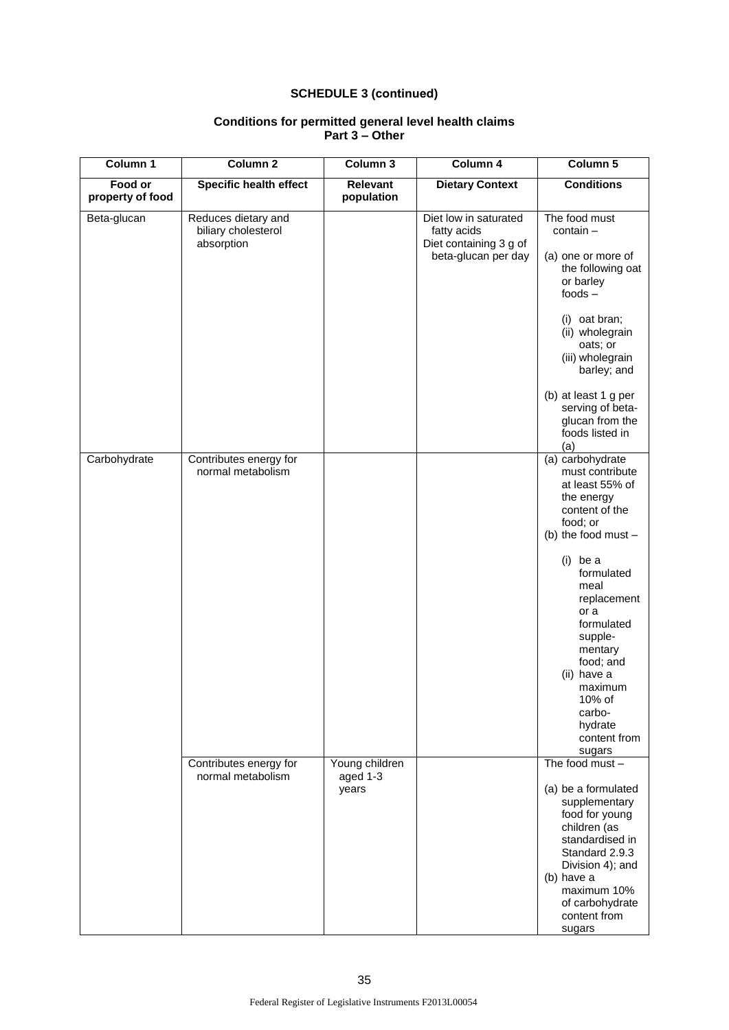**SCHEDULE 3 (continued)**

**Conditions for permitted general level health claims**
**Part 3 – Other**

| Column 1 | Column 2 | Column 3 | Column 4 | Column 5 |
|---|---|---|---|---|
| **Food or property of food** | **Specific health effect** | **Relevant population** | **Dietary Context** | **Conditions** |
| Beta-glucan | Reduces dietary and biliary cholesterol absorption | | Diet low in saturated fatty acids<br>Diet containing 3 g of beta-glucan per day | The food must contain –<br>(a) one or more of the following oat or barley foods –<br>(i) oat bran;<br>(ii) wholegrain oats; or<br>(iii) wholegrain barley; and<br>(b) at least 1 g per serving of beta-glucan from the foods listed in (a) |
| Carbohydrate | Contributes energy for normal metabolism | | | (a) carbohydrate must contribute at least 55% of the energy content of the food; or<br>(b) the food must –<br>(i) be a formulated meal replacement or a formulated supplementary food; and<br>(ii) have a maximum 10% of carbohydrate content from sugars |
| | Contributes energy for normal metabolism | Young children aged 1-3 years | | The food must –<br>(a) be a formulated supplementary food for young children (as standardised in Standard 2.9.3 Division 4); and<br>(b) have a maximum 10% of carbohydrate content from sugars |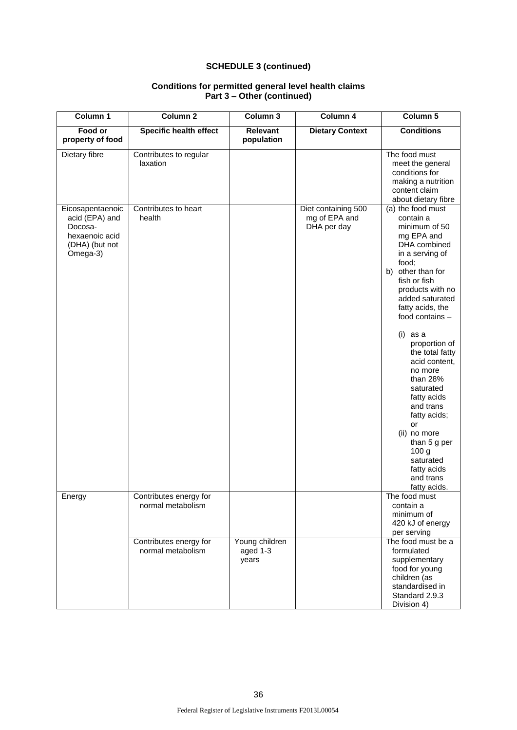**SCHEDULE 3 (continued)**

**Conditions for permitted general level health claims**
**Part 3 – Other (continued)**

| Column 1 | Column 2 | Column 3 | Column 4 | Column 5 |
|---|---|---|---|---|
| **Food or property of food** | **Specific health effect** | **Relevant population** | **Dietary Context** | **Conditions** |
| Dietary fibre | Contributes to regular laxation | | | The food must meet the general conditions for making a nutrition content claim about dietary fibre |
| Eicosapentaenoic acid (EPA) and Docosa-hexaenoic acid (DHA) (but not Omega-3) | Contributes to heart health | | Diet containing 500 mg of EPA and DHA per day | (a) the food must contain a minimum of 50 mg EPA and DHA combined in a serving of food; b) other than for fish or fish products with no added saturated fatty acids, the food contains – (i) as a proportion of the total fatty acid content, no more than 28% saturated fatty acids and trans fatty acids; or (ii) no more than 5 g per 100 g saturated fatty acids and trans fatty acids. |
| Energy | Contributes energy for normal metabolism | | | The food must contain a minimum of 420 kJ of energy per serving |
| | Contributes energy for normal metabolism | Young children aged 1-3 years | | The food must be a formulated supplementary food for young children (as standardised in Standard 2.9.3 Division 4) |

Federal Register of Legislative Instruments F2013L00054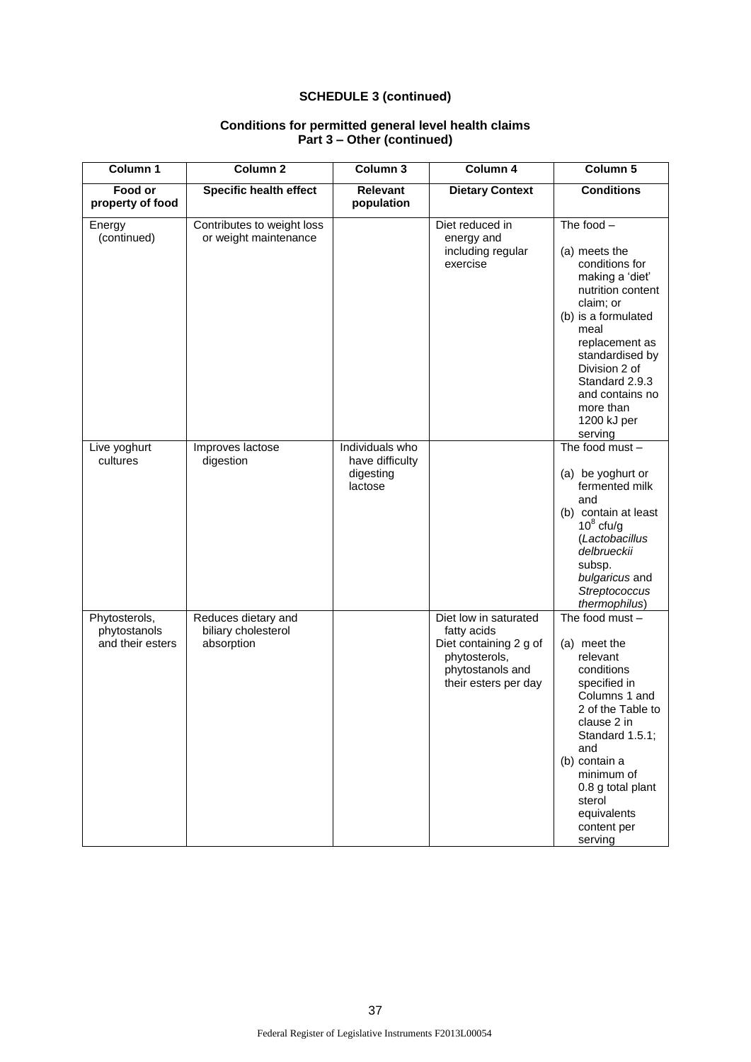**SCHEDULE 3 (continued)**

**Conditions for permitted general level health claims**
**Part 3 – Other (continued)**

| Column 1 | Column 2 | Column 3 | Column 4 | Column 5 |
|---|---|---|---|---|
| **Food or property of food** | **Specific health effect** | **Relevant population** | **Dietary Context** | **Conditions** |
| Energy (continued) | Contributes to weight loss or weight maintenance | | Diet reduced in energy and including regular exercise | The food – (a) meets the conditions for making a 'diet' nutrition content claim; or (b) is a formulated meal replacement as standardised by Division 2 of Standard 2.9.3 and contains no more than 1200 kJ per serving |
| Live yoghurt cultures | Improves lactose digestion | Individuals who have difficulty digesting lactose | | The food must – (a) be yoghurt or fermented milk and (b) contain at least $10^8$ cfu/g (*Lactobacillus delbrueckii* subsp. *bulgaricus* and *Streptococcus thermophilus*) |
| Phytosterols, phytostanols and their esters | Reduces dietary and biliary cholesterol absorption | | Diet low in saturated fatty acids Diet containing 2 g of phytosterols, phytostanols and their esters per day | The food must – (a) meet the relevant conditions specified in Columns 1 and 2 of the Table to clause 2 in Standard 1.5.1; and (b) contain a minimum of 0.8 g total plant sterol equivalents content per serving |

Federal Register of Legislative Instruments F2013L00054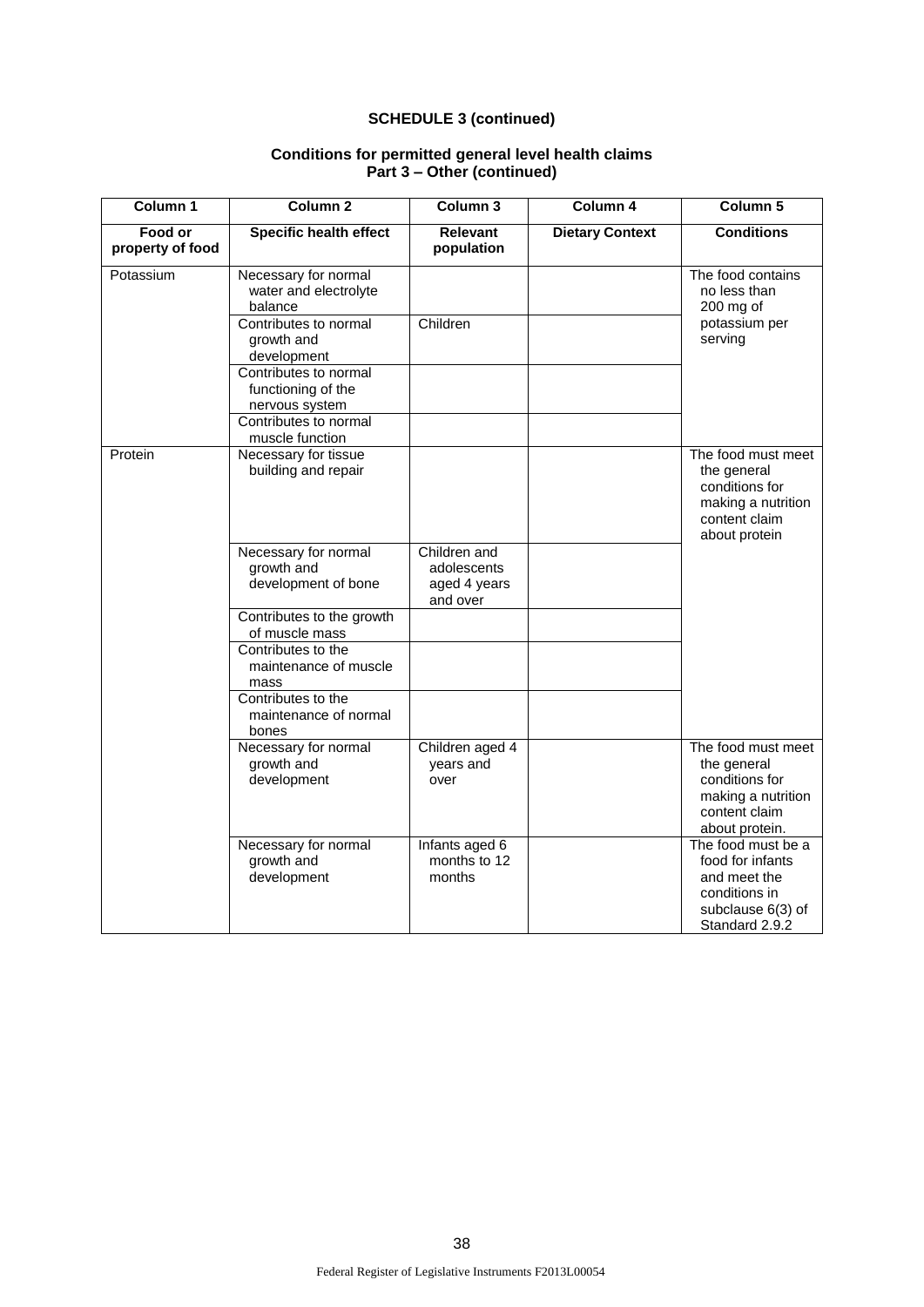**SCHEDULE 3 (continued)**

**Conditions for permitted general level health claims**
**Part 3 – Other (continued)**

| Column 1 | Column 2 | Column 3 | Column 4 | Column 5 |
|---|---|---|---|---|
| **Food or property of food** | **Specific health effect** | **Relevant population** | **Dietary Context** | **Conditions** |
| Potassium | Necessary for normal water and electrolyte balance | | | The food contains no less than 200 mg of potassium per serving |
| | Contributes to normal growth and development | Children | | |
| | Contributes to normal functioning of the nervous system | | | |
| | Contributes to normal muscle function | | | |
| Protein | Necessary for tissue building and repair | | | The food must meet the general conditions for making a nutrition content claim about protein |
| | Necessary for normal growth and development of bone | Children and adolescents aged 4 years and over | | |
| | Contributes to the growth of muscle mass | | | |
| | Contributes to the maintenance of muscle mass | | | |
| | Contributes to the maintenance of normal bones | | | |
| | Necessary for normal growth and development | Children aged 4 years and over | | The food must meet the general conditions for making a nutrition content claim about protein. |
| | Necessary for normal growth and development | Infants aged 6 months to 12 months | | The food must be a food for infants and meet the conditions in subclause 6(3) of Standard 2.9.2 |

Federal Register of Legislative Instruments F2013L00054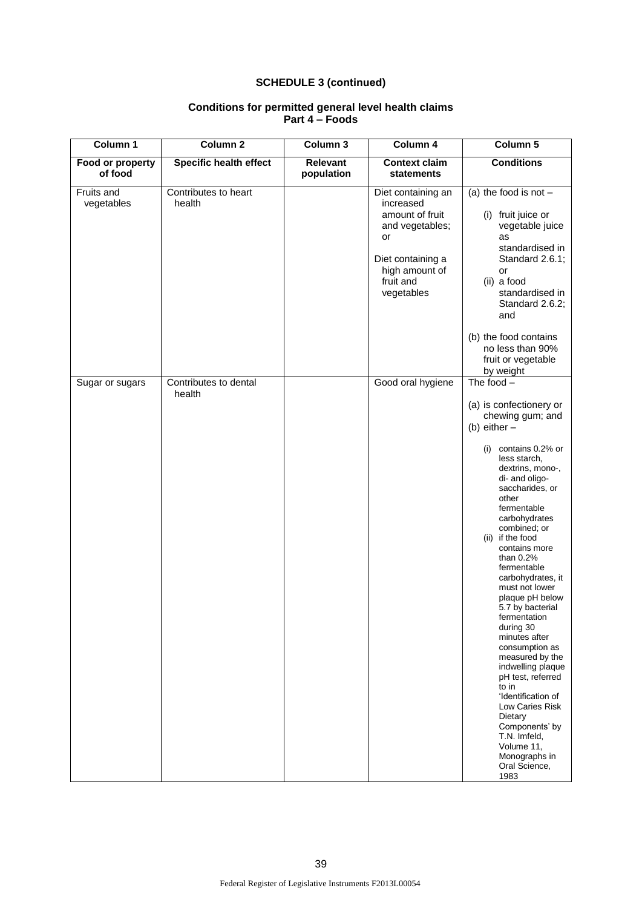## SCHEDULE 3 (continued)

### Conditions for permitted general level health claims
### Part 4 – Foods

| Column 1 | Column 2 | Column 3 | Column 4 | Column 5 |
|---|---|---|---|---|
| **Food or property of food** | **Specific health effect** | **Relevant population** | **Context claim statements** | **Conditions** |
| Fruits and vegetables | Contributes to heart health | | Diet containing an increased amount of fruit and vegetables; or<br><br>Diet containing a high amount of fruit and vegetables | (a) the food is not –<br>(i) fruit juice or vegetable juice as standardised in Standard 2.6.1; or<br>(ii) a food standardised in Standard 2.6.2; and<br><br>(b) the food contains no less than 90% fruit or vegetable by weight |
| Sugar or sugars | Contributes to dental health | | Good oral hygiene | The food –<br><br>(a) is confectionery or chewing gum; and<br>(b) either –<br>(i) contains 0.2% or less starch, dextrins, mono-, di- and oligo-saccharides, or other fermentable carbohydrates combined; or<br>(ii) if the food contains more than 0.2% fermentable carbohydrates, it must not lower plaque pH below 5.7 by bacterial fermentation during 30 minutes after consumption as measured by the indwelling plaque pH test, referred to in 'Identification of Low Caries Risk Dietary Components' by T.N. Imfeld, Volume 11, Monographs in Oral Science, 1983 |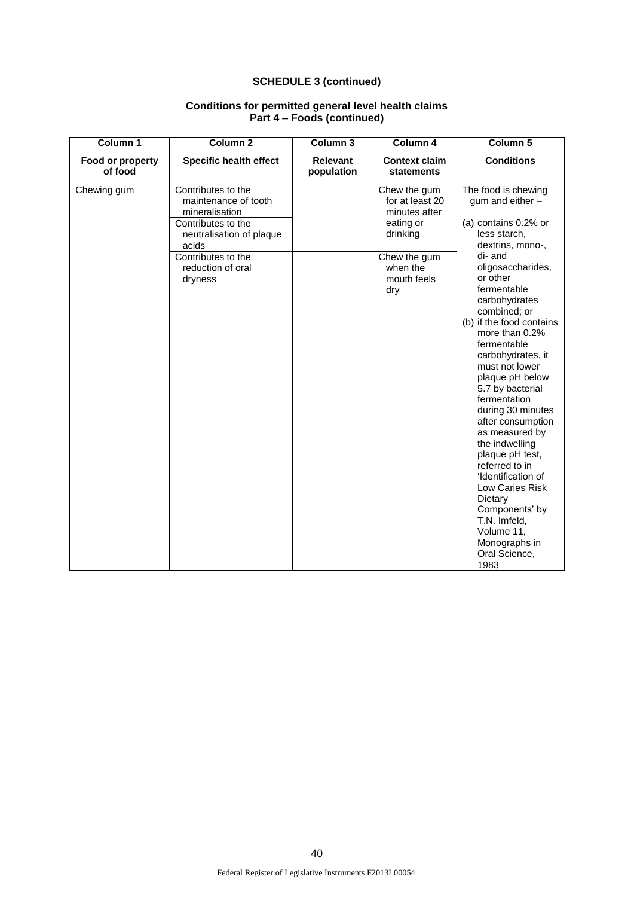**SCHEDULE 3 (continued)**

**Conditions for permitted general level health claims**
**Part 4 – Foods (continued)**

| Column 1 | Column 2 | Column 3 | Column 4 | Column 5 |
|---|---|---|---|---|
| **Food or property of food** | **Specific health effect** | **Relevant population** | **Context claim statements** | **Conditions** |
| Chewing gum | Contributes to the maintenance of tooth mineralisation<br>Contributes to the neutralisation of plaque acids | | Chew the gum for at least 20 minutes after eating or drinking | The food is chewing gum and either –<br>(a) contains 0.2% or less starch, dextrins, mono-, di- and oligosaccharides, or other fermentable carbohydrates combined; or<br>(b) if the food contains more than 0.2% fermentable carbohydrates, it must not lower plaque pH below 5.7 by bacterial fermentation during 30 minutes after consumption as measured by the indwelling plaque pH test, referred to in 'Identification of Low Caries Risk Dietary Components' by T.N. Imfeld, Volume 11, Monographs in Oral Science, 1983 |
| | Contributes to the reduction of oral dryness | | Chew the gum when the mouth feels dry | |

Federal Register of Legislative Instruments F2013L00054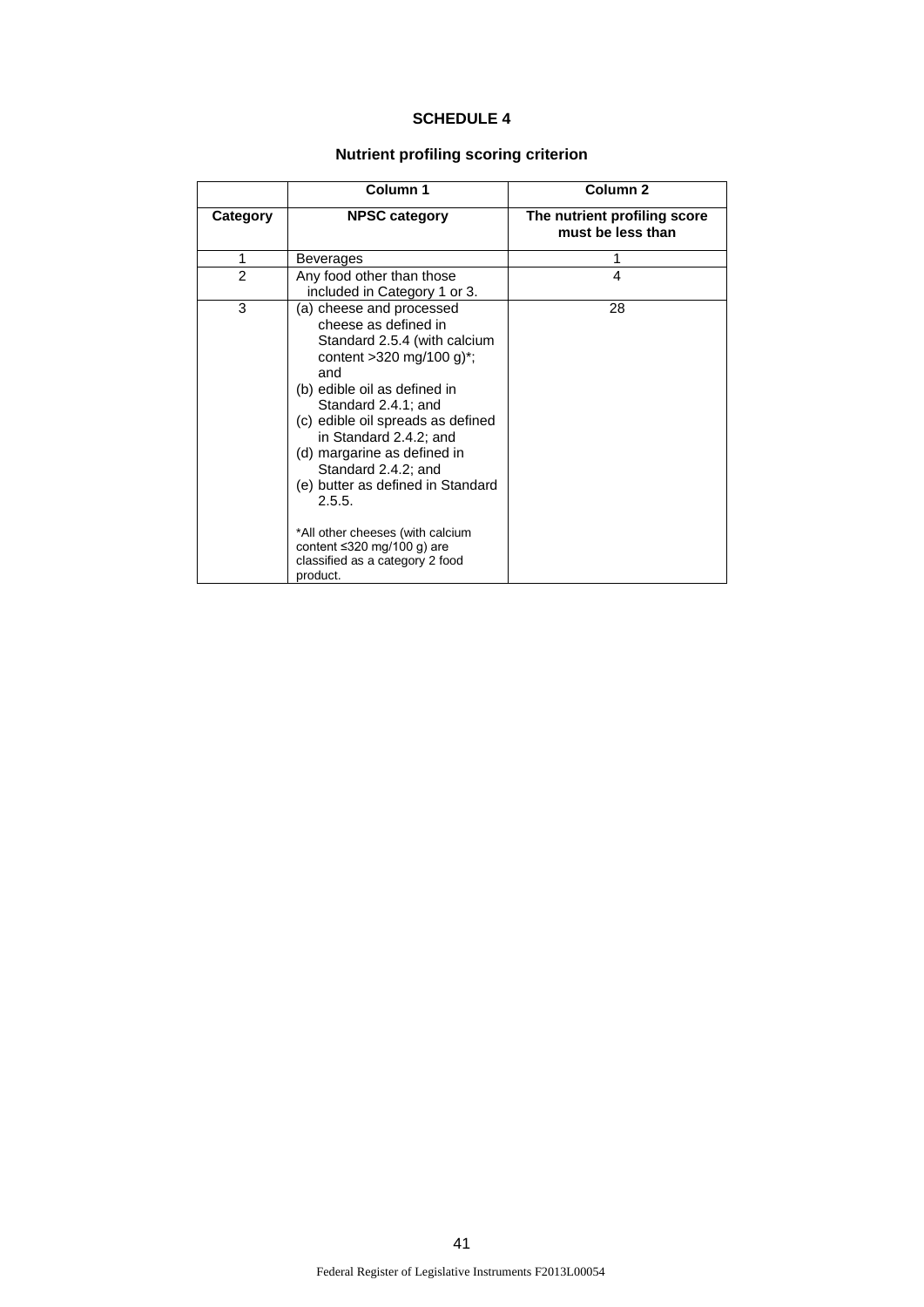## SCHEDULE 4

### Nutrient profiling scoring criterion

| | Column 1 | Column 2 |
|---|---|---|
| **Category** | **NPSC category** | **The nutrient profiling score must be less than** |
| 1 | Beverages | 1 |
| 2 | Any food other than those included in Category 1 or 3. | 4 |
| 3 | (a) cheese and processed cheese as defined in Standard 2.5.4 (with calcium content >320 mg/100 g)*; and<br>(b) edible oil as defined in Standard 2.4.1; and<br>(c) edible oil spreads as defined in Standard 2.4.2; and<br>(d) margarine as defined in Standard 2.4.2; and<br>(e) butter as defined in Standard 2.5.5.<br><br>*All other cheeses (with calcium content ≤320 mg/100 g) are classified as a category 2 food product. | 28 |

Federal Register of Legislative Instruments F2013L00054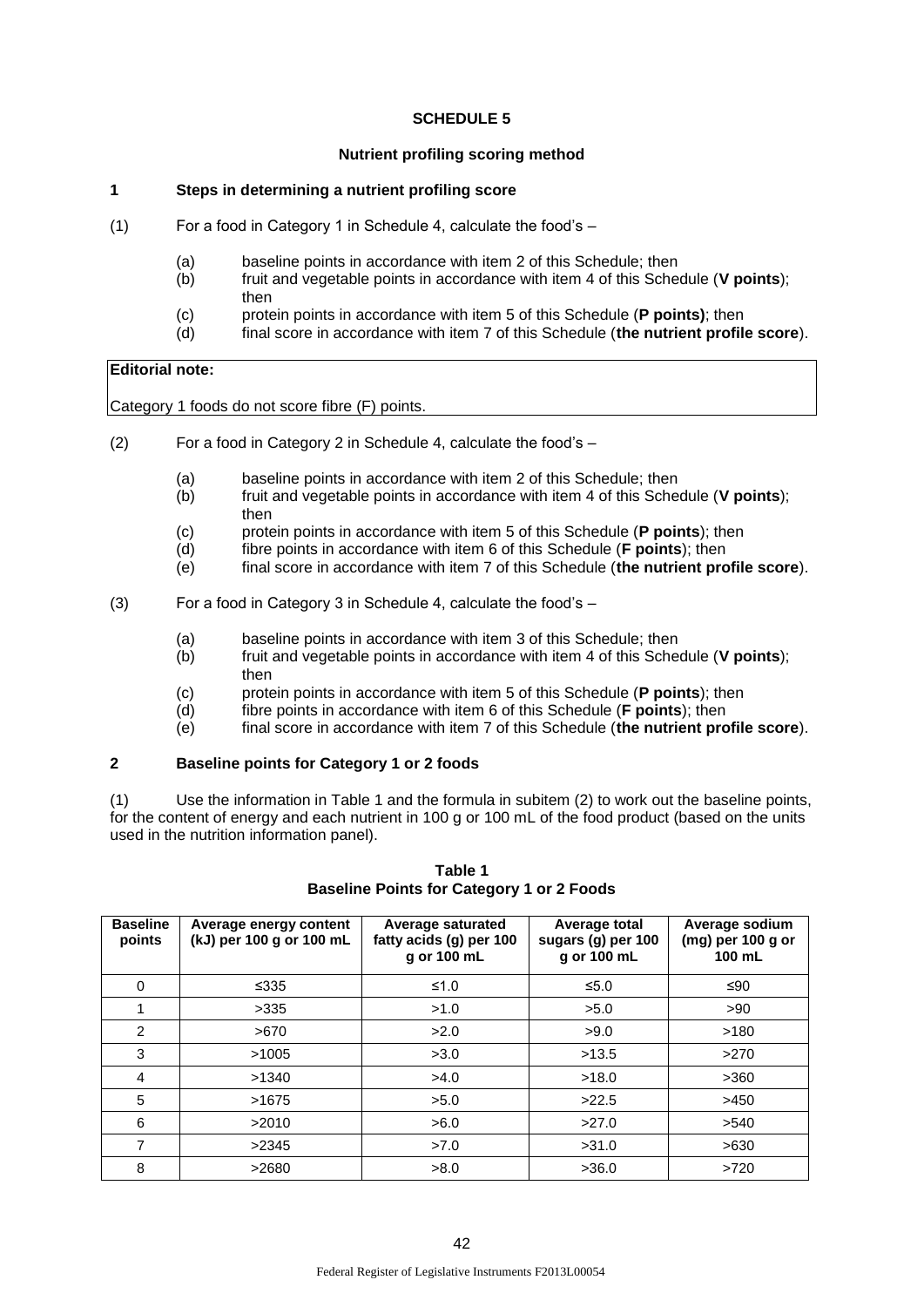# SCHEDULE 5

## Nutrient profiling scoring method

### 1 Steps in determining a nutrient profiling score

(1) For a food in Category 1 in Schedule 4, calculate the food's –

(a) baseline points in accordance with item 2 of this Schedule; then
(b) fruit and vegetable points in accordance with item 4 of this Schedule (**V points**); then
(c) protein points in accordance with item 5 of this Schedule (**P points)**; then
(d) final score in accordance with item 7 of this Schedule (**the nutrient profile score**).

| **Editorial note:** |
|---|
| Category 1 foods do not score fibre (F) points. |

(2) For a food in Category 2 in Schedule 4, calculate the food's –

(a) baseline points in accordance with item 2 of this Schedule; then
(b) fruit and vegetable points in accordance with item 4 of this Schedule (**V points**); then
(c) protein points in accordance with item 5 of this Schedule (**P points**); then
(d) fibre points in accordance with item 6 of this Schedule (**F points**); then
(e) final score in accordance with item 7 of this Schedule (**the nutrient profile score**).

(3) For a food in Category 3 in Schedule 4, calculate the food's –

(a) baseline points in accordance with item 3 of this Schedule; then
(b) fruit and vegetable points in accordance with item 4 of this Schedule (**V points**); then
(c) protein points in accordance with item 5 of this Schedule (**P points**); then
(d) fibre points in accordance with item 6 of this Schedule (**F points**); then
(e) final score in accordance with item 7 of this Schedule (**the nutrient profile score**).

### 2 Baseline points for Category 1 or 2 foods

(1) Use the information in Table 1 and the formula in subitem (2) to work out the baseline points, for the content of energy and each nutrient in 100 g or 100 mL of the food product (based on the units used in the nutrition information panel).

**Table 1**
**Baseline Points for Category 1 or 2 Foods**

| Baseline points | Average energy content (kJ) per 100 g or 100 mL | Average saturated fatty acids (g) per 100 g or 100 mL | Average total sugars (g) per 100 g or 100 mL | Average sodium (mg) per 100 g or 100 mL |
|---|---|---|---|---|
| 0 | ≤335 | ≤1.0 | ≤5.0 | ≤90 |
| 1 | >335 | >1.0 | >5.0 | >90 |
| 2 | >670 | >2.0 | >9.0 | >180 |
| 3 | >1005 | >3.0 | >13.5 | >270 |
| 4 | >1340 | >4.0 | >18.0 | >360 |
| 5 | >1675 | >5.0 | >22.5 | >450 |
| 6 | >2010 | >6.0 | >27.0 | >540 |
| 7 | >2345 | >7.0 | >31.0 | >630 |
| 8 | >2680 | >8.0 | >36.0 | >720 |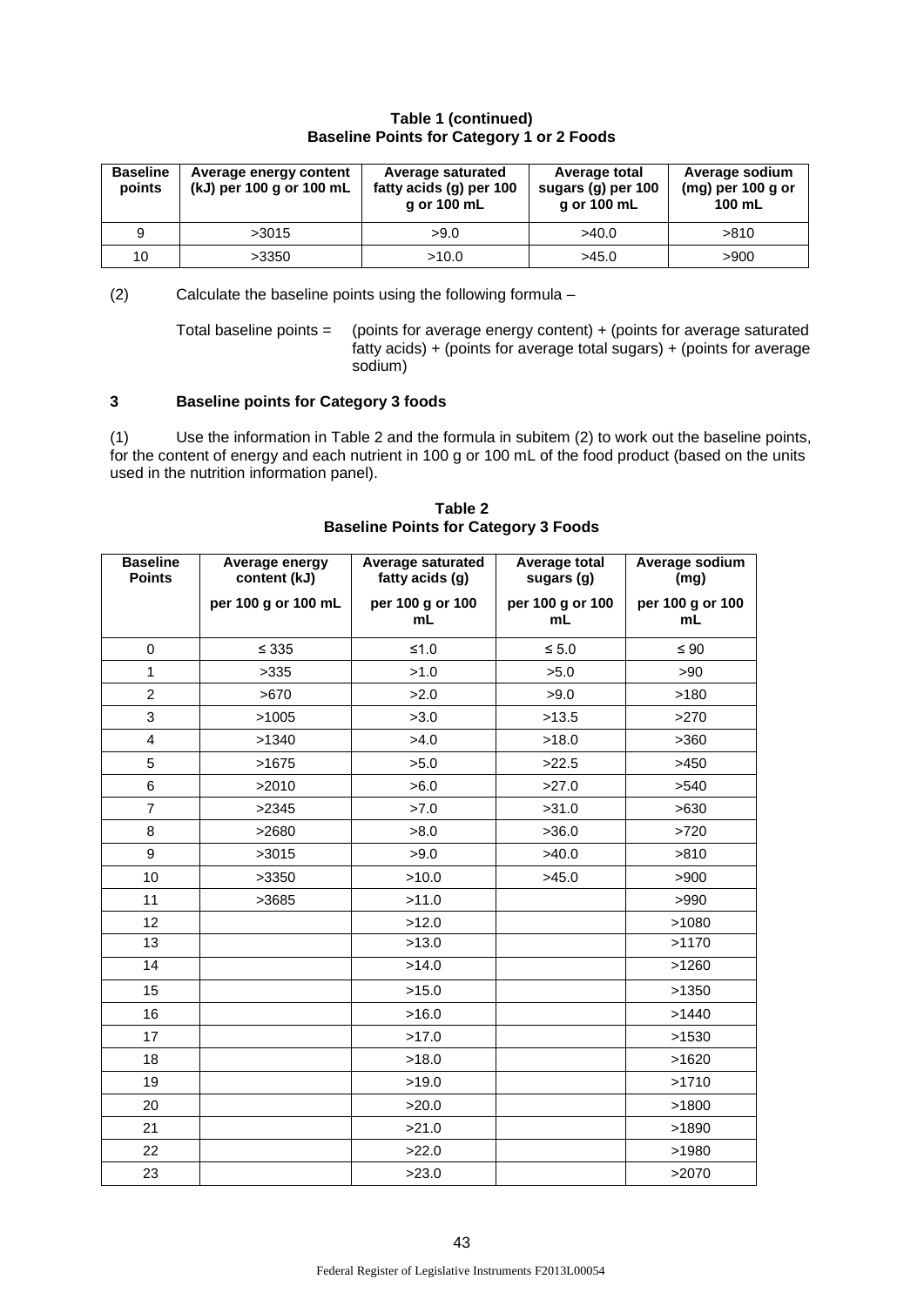**Table 1 (continued)**
**Baseline Points for Category 1 or 2 Foods**

| Baseline points | Average energy content (kJ) per 100 g or 100 mL | Average saturated fatty acids (g) per 100 g or 100 mL | Average total sugars (g) per 100 g or 100 mL | Average sodium (mg) per 100 g or 100 mL |
|---|---|---|---|---|
| 9 | >3015 | >9.0 | >40.0 | >810 |
| 10 | >3350 | >10.0 | >45.0 | >900 |

(2) Calculate the baseline points using the following formula –

Total baseline points = (points for average energy content) + (points for average saturated fatty acids) + (points for average total sugars) + (points for average sodium)

### 3 Baseline points for Category 3 foods

(1) Use the information in Table 2 and the formula in subitem (2) to work out the baseline points, for the content of energy and each nutrient in 100 g or 100 mL of the food product (based on the units used in the nutrition information panel).

**Table 2**
**Baseline Points for Category 3 Foods**

| Baseline Points | Average energy content (kJ) per 100 g or 100 mL | Average saturated fatty acids (g) per 100 g or 100 mL | Average total sugars (g) per 100 g or 100 mL | Average sodium (mg) per 100 g or 100 mL |
|---|---|---|---|---|
| 0 | ≤ 335 | ≤1.0 | ≤ 5.0 | ≤ 90 |
| 1 | >335 | >1.0 | >5.0 | >90 |
| 2 | >670 | >2.0 | >9.0 | >180 |
| 3 | >1005 | >3.0 | >13.5 | >270 |
| 4 | >1340 | >4.0 | >18.0 | >360 |
| 5 | >1675 | >5.0 | >22.5 | >450 |
| 6 | >2010 | >6.0 | >27.0 | >540 |
| 7 | >2345 | >7.0 | >31.0 | >630 |
| 8 | >2680 | >8.0 | >36.0 | >720 |
| 9 | >3015 | >9.0 | >40.0 | >810 |
| 10 | >3350 | >10.0 | >45.0 | >900 |
| 11 | >3685 | >11.0 | | >990 |
| 12 | | >12.0 | | >1080 |
| 13 | | >13.0 | | >1170 |
| 14 | | >14.0 | | >1260 |
| 15 | | >15.0 | | >1350 |
| 16 | | >16.0 | | >1440 |
| 17 | | >17.0 | | >1530 |
| 18 | | >18.0 | | >1620 |
| 19 | | >19.0 | | >1710 |
| 20 | | >20.0 | | >1800 |
| 21 | | >21.0 | | >1890 |
| 22 | | >22.0 | | >1980 |
| 23 | | >23.0 | | >2070 |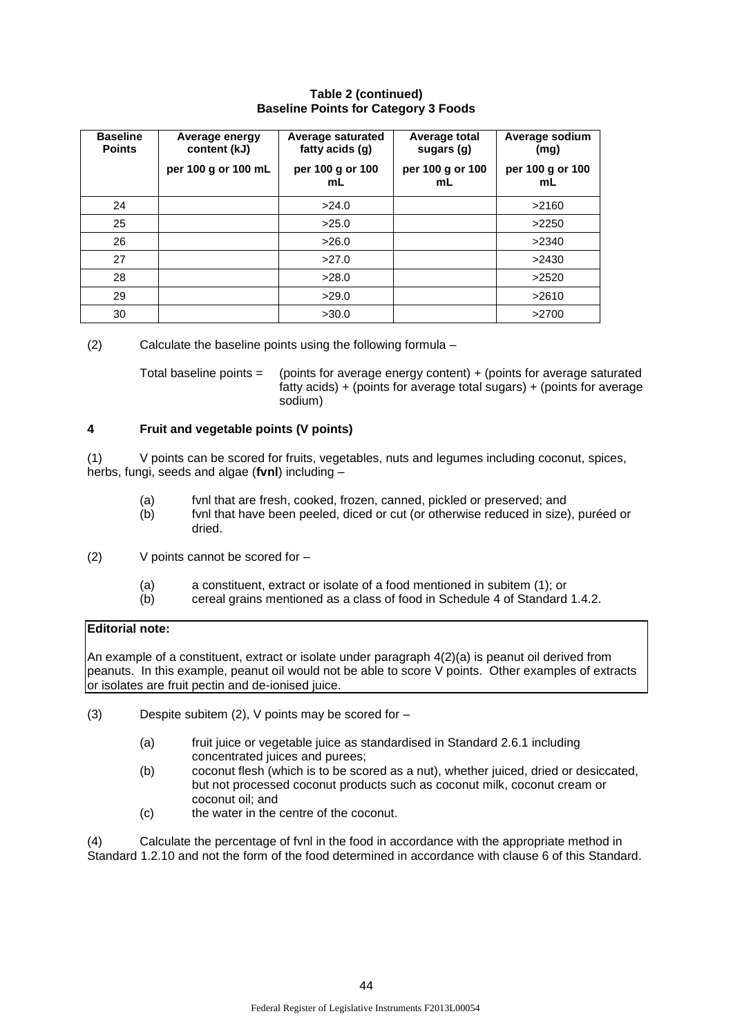**Table 2 (continued)**
**Baseline Points for Category 3 Foods**

| Baseline Points | Average energy content (kJ) per 100 g or 100 mL | Average saturated fatty acids (g) per 100 g or 100 mL | Average total sugars (g) per 100 g or 100 mL | Average sodium (mg) per 100 g or 100 mL |
|---|---|---|---|---|
| 24 | | >24.0 | | >2160 |
| 25 | | >25.0 | | >2250 |
| 26 | | >26.0 | | >2340 |
| 27 | | >27.0 | | >2430 |
| 28 | | >28.0 | | >2520 |
| 29 | | >29.0 | | >2610 |
| 30 | | >30.0 | | >2700 |

(2) Calculate the baseline points using the following formula –

Total baseline points = (points for average energy content) + (points for average saturated fatty acids) + (points for average total sugars) + (points for average sodium)

### 4 Fruit and vegetable points (V points)

(1) V points can be scored for fruits, vegetables, nuts and legumes including coconut, spices, herbs, fungi, seeds and algae (**fvnl**) including –

- (a) fvnl that are fresh, cooked, frozen, canned, pickled or preserved; and
- (b) fvnl that have been peeled, diced or cut (or otherwise reduced in size), puréed or dried.

(2) V points cannot be scored for –

- (a) a constituent, extract or isolate of a food mentioned in subitem (1); or
- (b) cereal grains mentioned as a class of food in Schedule 4 of Standard 1.4.2.

**Editorial note:**

An example of a constituent, extract or isolate under paragraph 4(2)(a) is peanut oil derived from peanuts. In this example, peanut oil would not be able to score V points. Other examples of extracts or isolates are fruit pectin and de-ionised juice.

(3) Despite subitem (2), V points may be scored for –

- (a) fruit juice or vegetable juice as standardised in Standard 2.6.1 including concentrated juices and purees;
- (b) coconut flesh (which is to be scored as a nut), whether juiced, dried or desiccated, but not processed coconut products such as coconut milk, coconut cream or coconut oil; and
- (c) the water in the centre of the coconut.

(4) Calculate the percentage of fvnl in the food in accordance with the appropriate method in Standard 1.2.10 and not the form of the food determined in accordance with clause 6 of this Standard.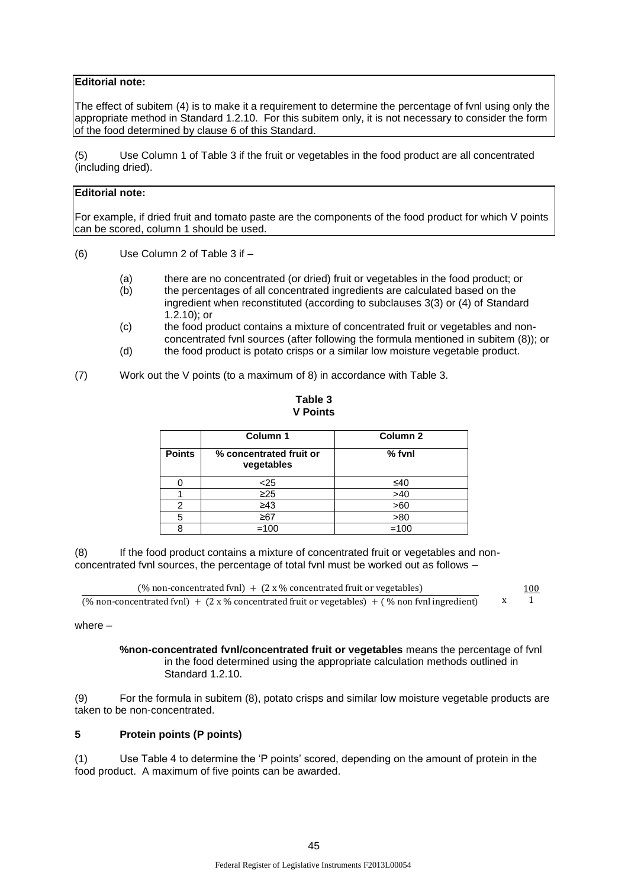**Editorial note:**

The effect of subitem (4) is to make it a requirement to determine the percentage of fvnl using only the appropriate method in Standard 1.2.10. For this subitem only, it is not necessary to consider the form of the food determined by clause 6 of this Standard.

(5) Use Column 1 of Table 3 if the fruit or vegetables in the food product are all concentrated (including dried).

**Editorial note:**

For example, if dried fruit and tomato paste are the components of the food product for which V points can be scored, column 1 should be used.

(6) Use Column 2 of Table 3 if –

(a) there are no concentrated (or dried) fruit or vegetables in the food product; or
(b) the percentages of all concentrated ingredients are calculated based on the ingredient when reconstituted (according to subclauses 3(3) or (4) of Standard 1.2.10); or
(c) the food product contains a mixture of concentrated fruit or vegetables and non-concentrated fvnl sources (after following the formula mentioned in subitem (8)); or
(d) the food product is potato crisps or a similar low moisture vegetable product.

(7) Work out the V points (to a maximum of 8) in accordance with Table 3.

**Table 3**
**V Points**

| | Column 1 | Column 2 |
|---|---|---|
| **Points** | **% concentrated fruit or vegetables** | **% fvnl** |
| 0 | <25 | ≤40 |
| 1 | ≥25 | >40 |
| 2 | ≥43 | >60 |
| 5 | ≥67 | >80 |
| 8 | =100 | =100 |

(8) If the food product contains a mixture of concentrated fruit or vegetables and non-concentrated fvnl sources, the percentage of total fvnl must be worked out as follows –

$$\frac{(\%\text{ non-concentrated fvnl}) + (2 \times \%\text{ concentrated fruit or vegetables})}{(\%\text{ non-concentrated fvnl}) + (2 \times \%\text{ concentrated fruit or vegetables}) + (\%\text{ non fvnl ingredient})} \times \frac{100}{1}$$

where –

**%non-concentrated fvnl/concentrated fruit or vegetables** means the percentage of fvnl in the food determined using the appropriate calculation methods outlined in Standard 1.2.10.

(9) For the formula in subitem (8), potato crisps and similar low moisture vegetable products are taken to be non-concentrated.

### 5 Protein points (P points)

(1) Use Table 4 to determine the 'P points' scored, depending on the amount of protein in the food product. A maximum of five points can be awarded.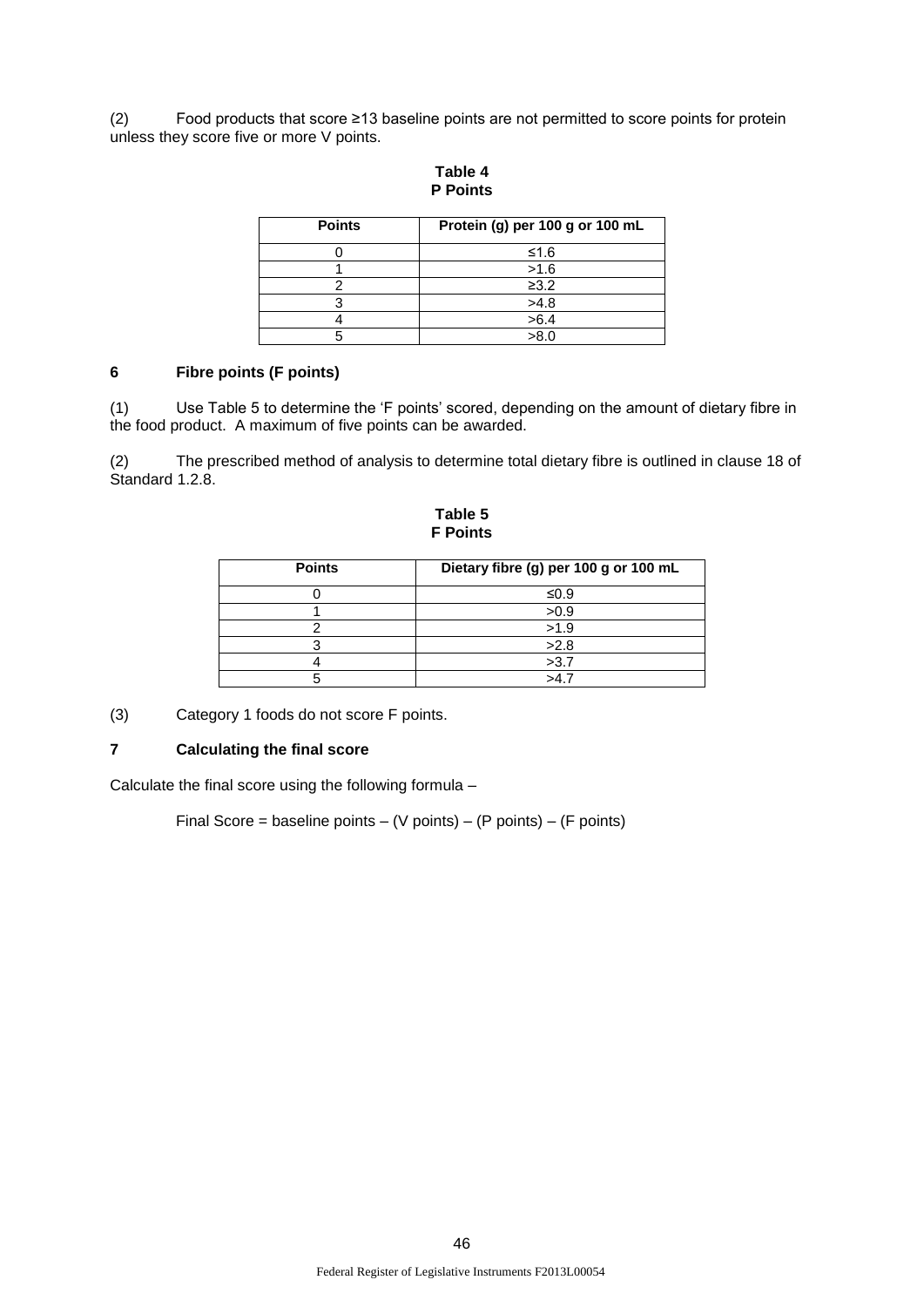(2) Food products that score ≥13 baseline points are not permitted to score points for protein unless they score five or more V points.

**Table 4**
**P Points**

| Points | Protein (g) per 100 g or 100 mL |
|---|---|
| 0 | ≤1.6 |
| 1 | >1.6 |
| 2 | ≥3.2 |
| 3 | >4.8 |
| 4 | >6.4 |
| 5 | >8.0 |

## 6 Fibre points (F points)

(1) Use Table 5 to determine the 'F points' scored, depending on the amount of dietary fibre in the food product. A maximum of five points can be awarded.

(2) The prescribed method of analysis to determine total dietary fibre is outlined in clause 18 of Standard 1.2.8.

**Table 5**
**F Points**

| Points | Dietary fibre (g) per 100 g or 100 mL |
|---|---|
| 0 | ≤0.9 |
| 1 | >0.9 |
| 2 | >1.9 |
| 3 | >2.8 |
| 4 | >3.7 |
| 5 | >4.7 |

(3) Category 1 foods do not score F points.

## 7 Calculating the final score

Calculate the final score using the following formula –

Final Score = baseline points – (V points) – (P points) – (F points)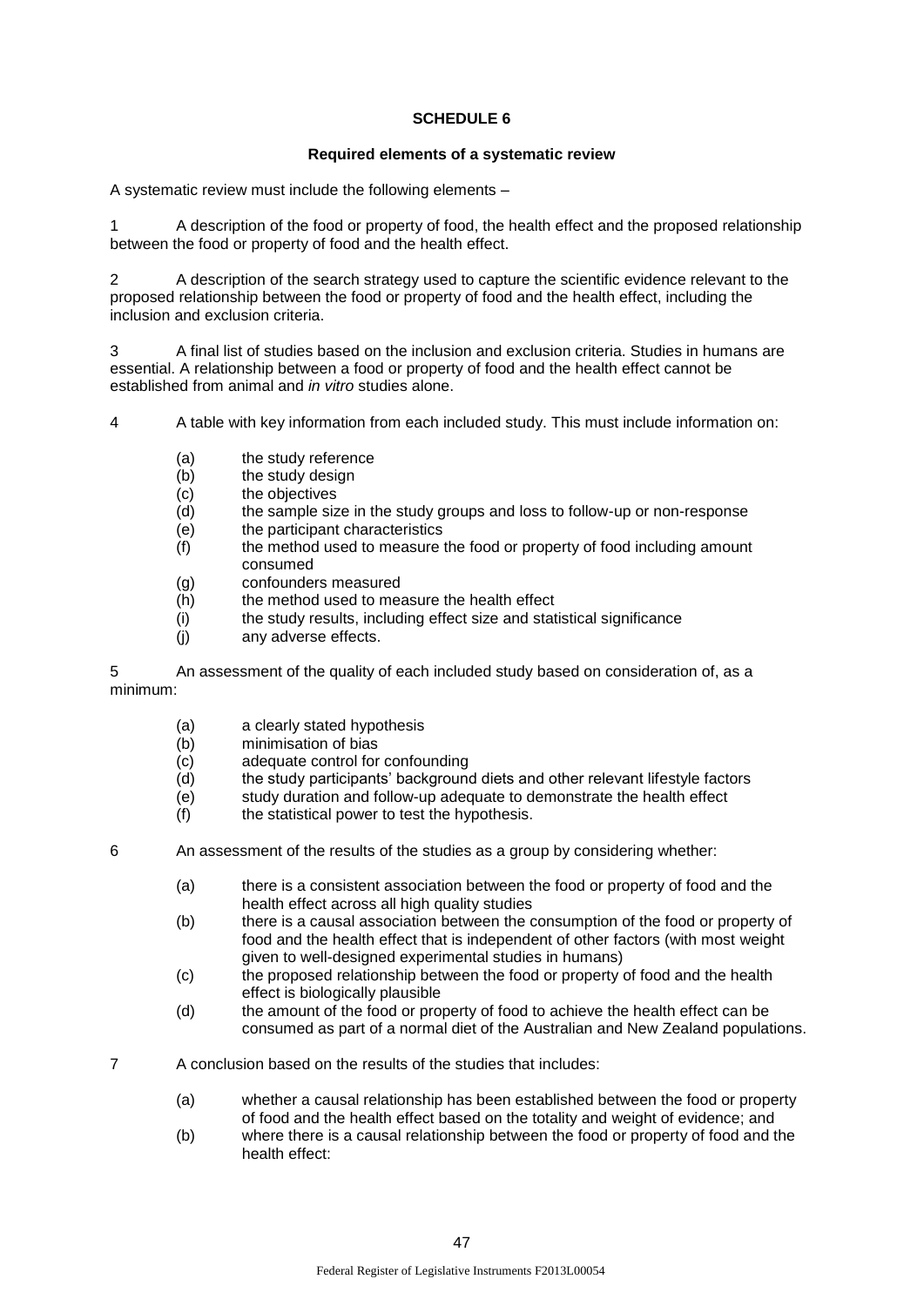# SCHEDULE 6

## Required elements of a systematic review

A systematic review must include the following elements –

1 A description of the food or property of food, the health effect and the proposed relationship between the food or property of food and the health effect.

2 A description of the search strategy used to capture the scientific evidence relevant to the proposed relationship between the food or property of food and the health effect, including the inclusion and exclusion criteria.

3 A final list of studies based on the inclusion and exclusion criteria. Studies in humans are essential. A relationship between a food or property of food and the health effect cannot be established from animal and *in vitro* studies alone.

4 A table with key information from each included study. This must include information on:

- (a) the study reference
- (b) the study design
- (c) the objectives
- (d) the sample size in the study groups and loss to follow-up or non-response
- (e) the participant characteristics
- (f) the method used to measure the food or property of food including amount consumed
- (g) confounders measured
- (h) the method used to measure the health effect
- (i) the study results, including effect size and statistical significance
- (j) any adverse effects.

5 An assessment of the quality of each included study based on consideration of, as a minimum:

- (a) a clearly stated hypothesis
- (b) minimisation of bias
- (c) adequate control for confounding
- (d) the study participants' background diets and other relevant lifestyle factors
- (e) study duration and follow-up adequate to demonstrate the health effect
- (f) the statistical power to test the hypothesis.

6 An assessment of the results of the studies as a group by considering whether:

- (a) there is a consistent association between the food or property of food and the health effect across all high quality studies
- (b) there is a causal association between the consumption of the food or property of food and the health effect that is independent of other factors (with most weight given to well-designed experimental studies in humans)
- (c) the proposed relationship between the food or property of food and the health effect is biologically plausible
- (d) the amount of the food or property of food to achieve the health effect can be consumed as part of a normal diet of the Australian and New Zealand populations.

7 A conclusion based on the results of the studies that includes:

- (a) whether a causal relationship has been established between the food or property of food and the health effect based on the totality and weight of evidence; and
- (b) where there is a causal relationship between the food or property of food and the health effect: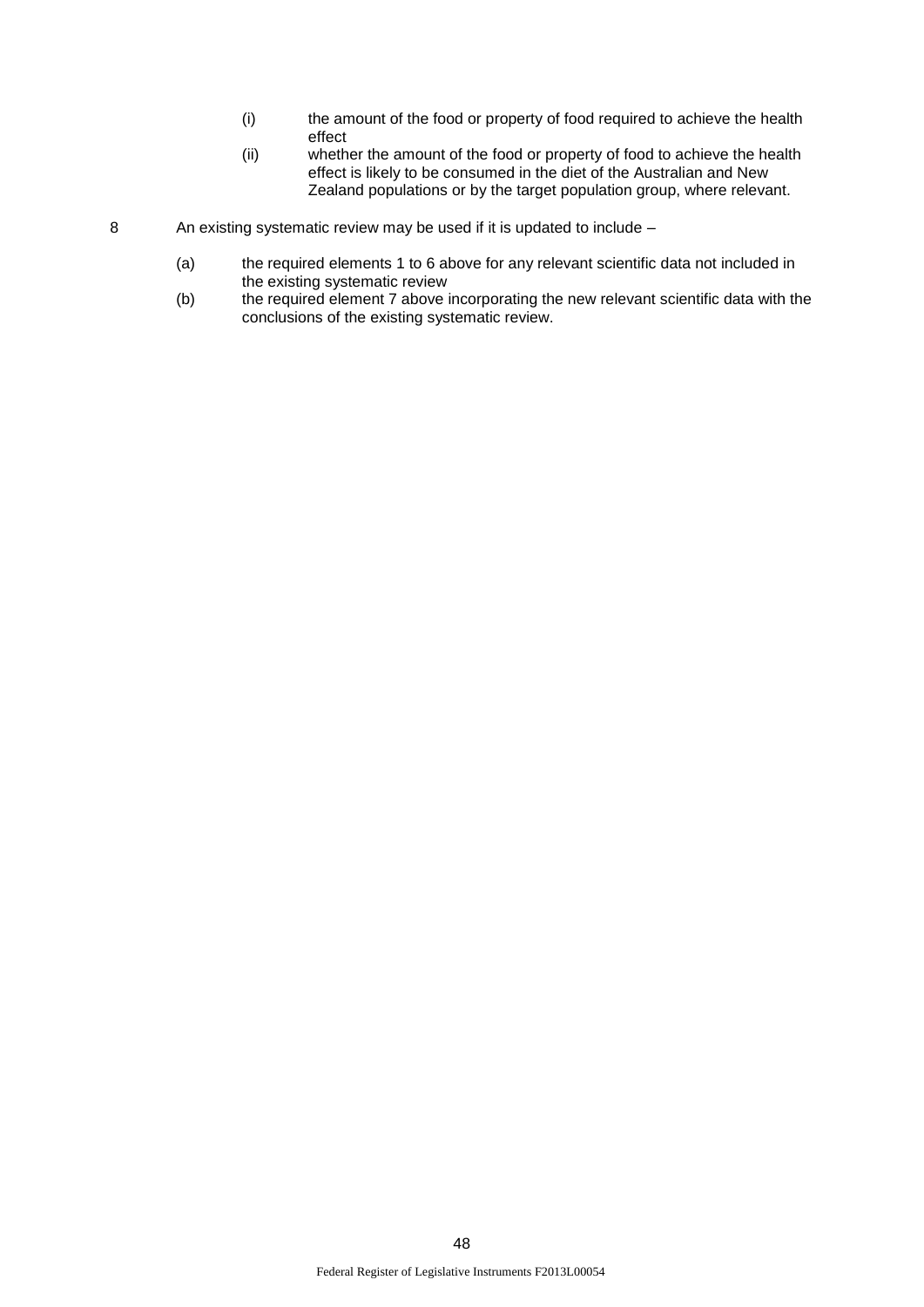(i) the amount of the food or property of food required to achieve the health effect

(ii) whether the amount of the food or property of food to achieve the health effect is likely to be consumed in the diet of the Australian and New Zealand populations or by the target population group, where relevant.

8 An existing systematic review may be used if it is updated to include –

(a) the required elements 1 to 6 above for any relevant scientific data not included in the existing systematic review

(b) the required element 7 above incorporating the new relevant scientific data with the conclusions of the existing systematic review.